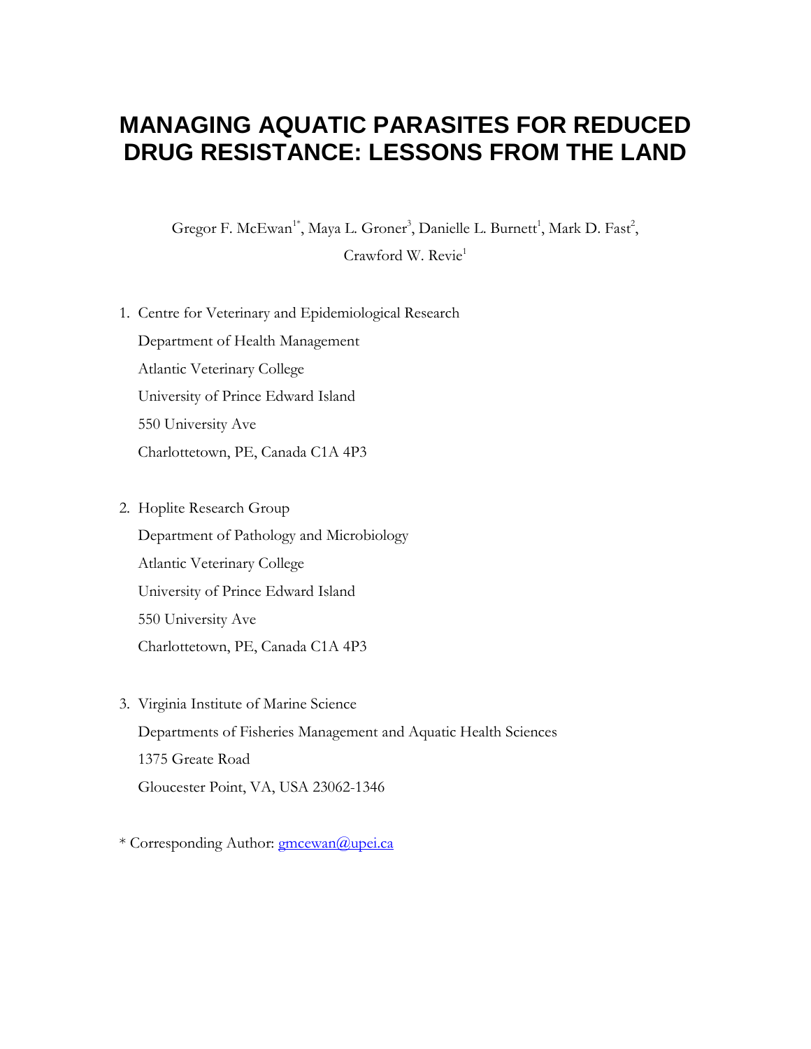# MANAGING AQUATIC PARASITES FOR REDUCED DRUG RESISTANCE: LESSONS FROM THE LAND

Gregor F. McEwan[1*], Maya L. Groner[3], Danielle L. Burnett[1], Mark D. Fast[2], Crawford W. Revie[1]

1. Centre for Veterinary and Epidemiological Research
   Department of Health Management
   Atlantic Veterinary College
   University of Prince Edward Island
   550 University Ave
   Charlottetown, PE, Canada C1A 4P3

2. Hoplite Research Group
   Department of Pathology and Microbiology
   Atlantic Veterinary College
   University of Prince Edward Island
   550 University Ave
   Charlottetown, PE, Canada C1A 4P3

3. Virginia Institute of Marine Science
   Departments of Fisheries Management and Aquatic Health Sciences
   1375 Greate Road
   Gloucester Point, VA, USA 23062-1346

* Corresponding Author: gmcewan@upei.ca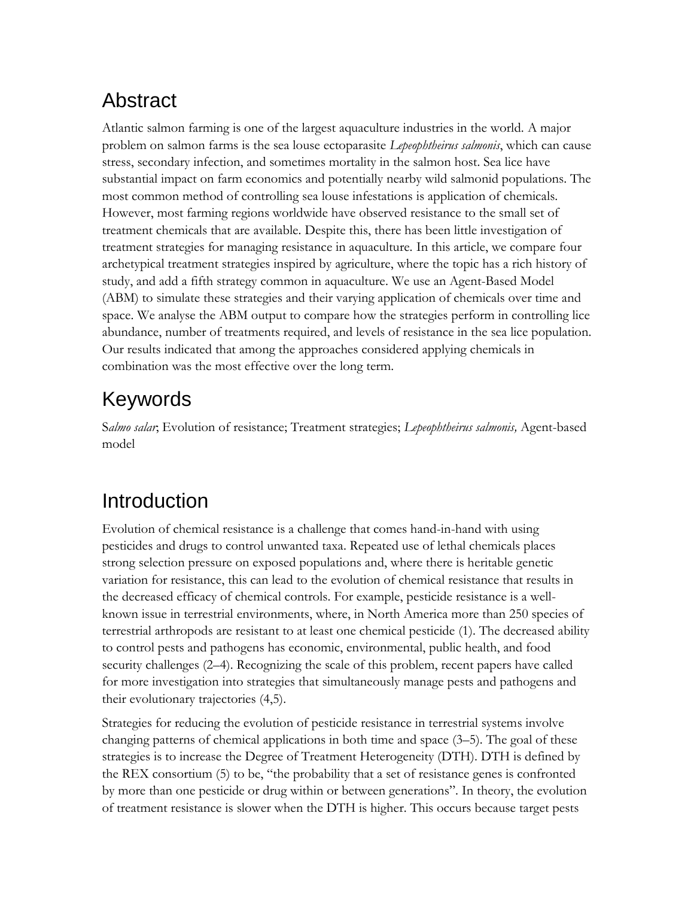## Abstract

Atlantic salmon farming is one of the largest aquaculture industries in the world. A major problem on salmon farms is the sea louse ectoparasite *Lepeophtheirus salmonis*, which can cause stress, secondary infection, and sometimes mortality in the salmon host. Sea lice have substantial impact on farm economics and potentially nearby wild salmonid populations. The most common method of controlling sea louse infestations is application of chemicals. However, most farming regions worldwide have observed resistance to the small set of treatment chemicals that are available. Despite this, there has been little investigation of treatment strategies for managing resistance in aquaculture. In this article, we compare four archetypical treatment strategies inspired by agriculture, where the topic has a rich history of study, and add a fifth strategy common in aquaculture. We use an Agent-Based Model (ABM) to simulate these strategies and their varying application of chemicals over time and space. We analyse the ABM output to compare how the strategies perform in controlling lice abundance, number of treatments required, and levels of resistance in the sea lice population. Our results indicated that among the approaches considered applying chemicals in combination was the most effective over the long term.

## Keywords

S*almo salar*; Evolution of resistance; Treatment strategies; *Lepeophtheirus salmonis,* Agent-based model

## Introduction

Evolution of chemical resistance is a challenge that comes hand-in-hand with using pesticides and drugs to control unwanted taxa. Repeated use of lethal chemicals places strong selection pressure on exposed populations and, where there is heritable genetic variation for resistance, this can lead to the evolution of chemical resistance that results in the decreased efficacy of chemical controls. For example, pesticide resistance is a well-known issue in terrestrial environments, where, in North America more than 250 species of terrestrial arthropods are resistant to at least one chemical pesticide (1). The decreased ability to control pests and pathogens has economic, environmental, public health, and food security challenges (2–4). Recognizing the scale of this problem, recent papers have called for more investigation into strategies that simultaneously manage pests and pathogens and their evolutionary trajectories (4,5).

Strategies for reducing the evolution of pesticide resistance in terrestrial systems involve changing patterns of chemical applications in both time and space (3–5). The goal of these strategies is to increase the Degree of Treatment Heterogeneity (DTH). DTH is defined by the REX consortium (5) to be, "the probability that a set of resistance genes is confronted by more than one pesticide or drug within or between generations". In theory, the evolution of treatment resistance is slower when the DTH is higher. This occurs because target pests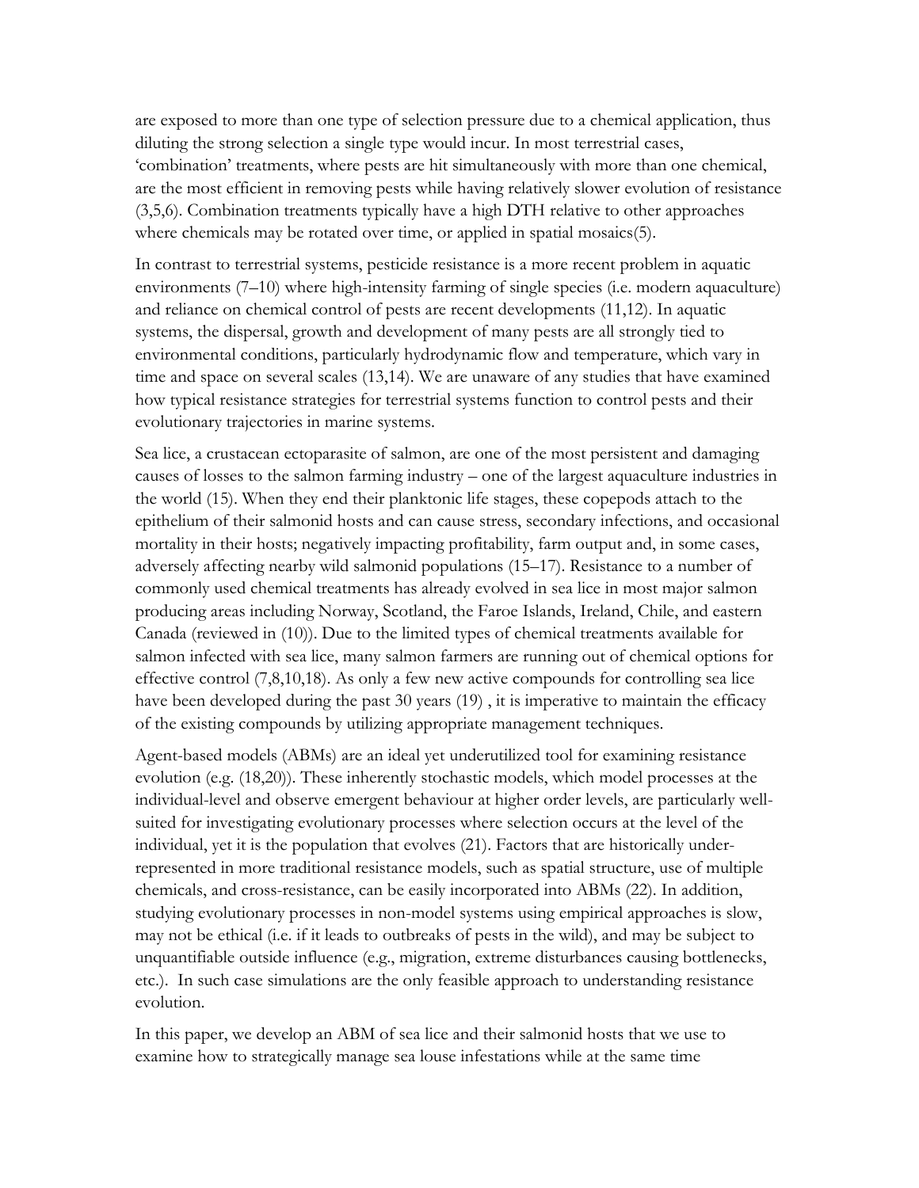are exposed to more than one type of selection pressure due to a chemical application, thus diluting the strong selection a single type would incur. In most terrestrial cases, 'combination' treatments, where pests are hit simultaneously with more than one chemical, are the most efficient in removing pests while having relatively slower evolution of resistance (3,5,6). Combination treatments typically have a high DTH relative to other approaches where chemicals may be rotated over time, or applied in spatial mosaics(5).

In contrast to terrestrial systems, pesticide resistance is a more recent problem in aquatic environments (7–10) where high-intensity farming of single species (i.e. modern aquaculture) and reliance on chemical control of pests are recent developments (11,12). In aquatic systems, the dispersal, growth and development of many pests are all strongly tied to environmental conditions, particularly hydrodynamic flow and temperature, which vary in time and space on several scales (13,14). We are unaware of any studies that have examined how typical resistance strategies for terrestrial systems function to control pests and their evolutionary trajectories in marine systems.

Sea lice, a crustacean ectoparasite of salmon, are one of the most persistent and damaging causes of losses to the salmon farming industry – one of the largest aquaculture industries in the world (15). When they end their planktonic life stages, these copepods attach to the epithelium of their salmonid hosts and can cause stress, secondary infections, and occasional mortality in their hosts; negatively impacting profitability, farm output and, in some cases, adversely affecting nearby wild salmonid populations (15–17). Resistance to a number of commonly used chemical treatments has already evolved in sea lice in most major salmon producing areas including Norway, Scotland, the Faroe Islands, Ireland, Chile, and eastern Canada (reviewed in (10)). Due to the limited types of chemical treatments available for salmon infected with sea lice, many salmon farmers are running out of chemical options for effective control (7,8,10,18). As only a few new active compounds for controlling sea lice have been developed during the past 30 years (19) , it is imperative to maintain the efficacy of the existing compounds by utilizing appropriate management techniques.

Agent-based models (ABMs) are an ideal yet underutilized tool for examining resistance evolution (e.g. (18,20)). These inherently stochastic models, which model processes at the individual-level and observe emergent behaviour at higher order levels, are particularly well-suited for investigating evolutionary processes where selection occurs at the level of the individual, yet it is the population that evolves (21). Factors that are historically under-represented in more traditional resistance models, such as spatial structure, use of multiple chemicals, and cross-resistance, can be easily incorporated into ABMs (22). In addition, studying evolutionary processes in non-model systems using empirical approaches is slow, may not be ethical (i.e. if it leads to outbreaks of pests in the wild), and may be subject to unquantifiable outside influence (e.g., migration, extreme disturbances causing bottlenecks, etc.). In such case simulations are the only feasible approach to understanding resistance evolution.

In this paper, we develop an ABM of sea lice and their salmonid hosts that we use to examine how to strategically manage sea louse infestations while at the same time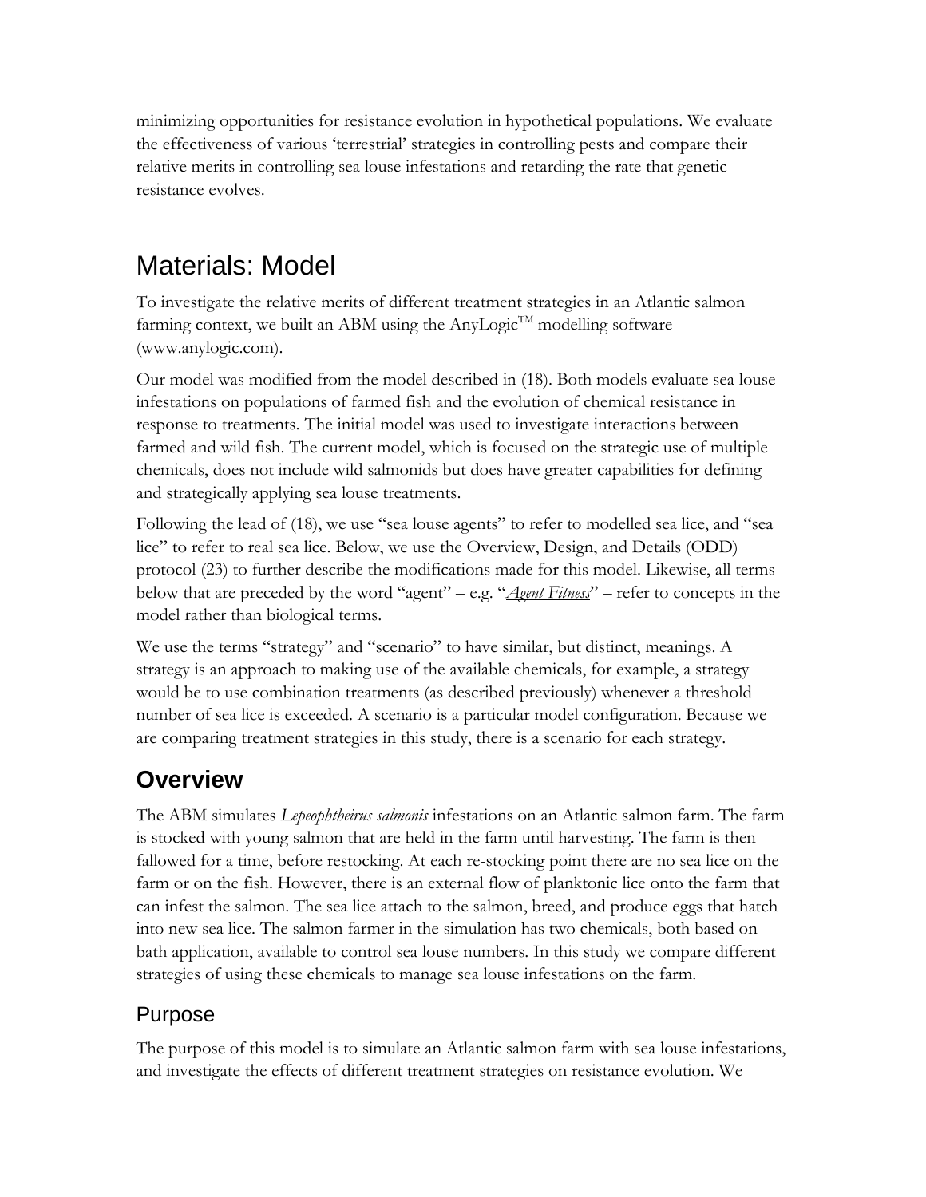minimizing opportunities for resistance evolution in hypothetical populations. We evaluate the effectiveness of various 'terrestrial' strategies in controlling pests and compare their relative merits in controlling sea louse infestations and retarding the rate that genetic resistance evolves.

# Materials: Model

To investigate the relative merits of different treatment strategies in an Atlantic salmon farming context, we built an ABM using the AnyLogic™ modelling software (www.anylogic.com).

Our model was modified from the model described in (18). Both models evaluate sea louse infestations on populations of farmed fish and the evolution of chemical resistance in response to treatments. The initial model was used to investigate interactions between farmed and wild fish. The current model, which is focused on the strategic use of multiple chemicals, does not include wild salmonids but does have greater capabilities for defining and strategically applying sea louse treatments.

Following the lead of (18), we use "sea louse agents" to refer to modelled sea lice, and "sea lice" to refer to real sea lice. Below, we use the Overview, Design, and Details (ODD) protocol (23) to further describe the modifications made for this model. Likewise, all terms below that are preceded by the word "agent" – e.g. "*Agent Fitness*" – refer to concepts in the model rather than biological terms.

We use the terms "strategy" and "scenario" to have similar, but distinct, meanings. A strategy is an approach to making use of the available chemicals, for example, a strategy would be to use combination treatments (as described previously) whenever a threshold number of sea lice is exceeded. A scenario is a particular model configuration. Because we are comparing treatment strategies in this study, there is a scenario for each strategy.

## Overview

The ABM simulates *Lepeophtheirus salmonis* infestations on an Atlantic salmon farm. The farm is stocked with young salmon that are held in the farm until harvesting. The farm is then fallowed for a time, before restocking. At each re-stocking point there are no sea lice on the farm or on the fish. However, there is an external flow of planktonic lice onto the farm that can infest the salmon. The sea lice attach to the salmon, breed, and produce eggs that hatch into new sea lice. The salmon farmer in the simulation has two chemicals, both based on bath application, available to control sea louse numbers. In this study we compare different strategies of using these chemicals to manage sea louse infestations on the farm.

### Purpose

The purpose of this model is to simulate an Atlantic salmon farm with sea louse infestations, and investigate the effects of different treatment strategies on resistance evolution. We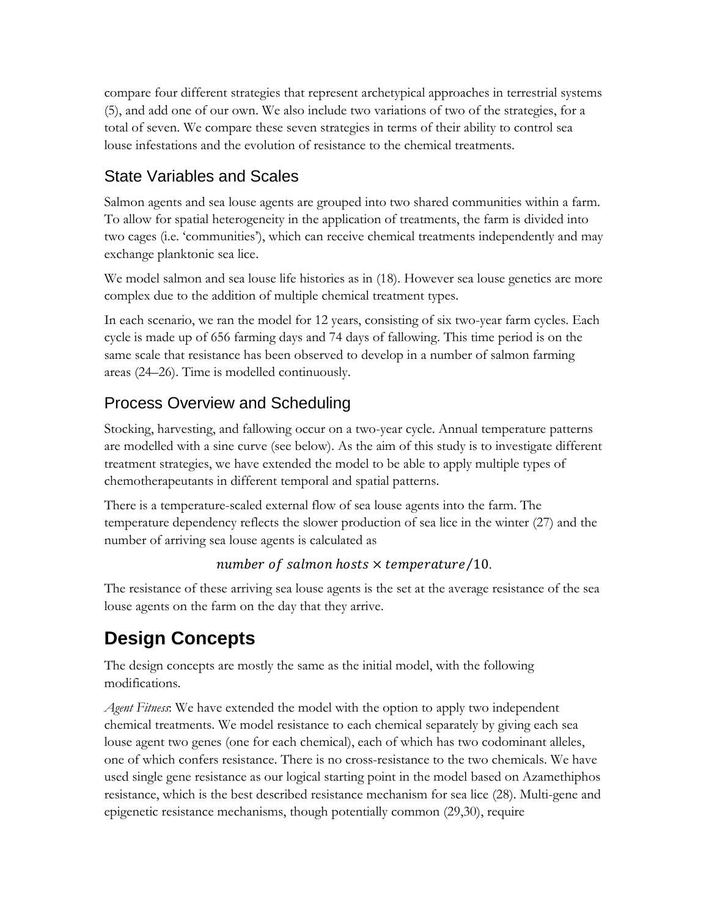compare four different strategies that represent archetypical approaches in terrestrial systems (5), and add one of our own. We also include two variations of two of the strategies, for a total of seven. We compare these seven strategies in terms of their ability to control sea louse infestations and the evolution of resistance to the chemical treatments.

## State Variables and Scales

Salmon agents and sea louse agents are grouped into two shared communities within a farm. To allow for spatial heterogeneity in the application of treatments, the farm is divided into two cages (i.e. 'communities'), which can receive chemical treatments independently and may exchange planktonic sea lice.

We model salmon and sea louse life histories as in (18). However sea louse genetics are more complex due to the addition of multiple chemical treatment types.

In each scenario, we ran the model for 12 years, consisting of six two-year farm cycles. Each cycle is made up of 656 farming days and 74 days of fallowing. This time period is on the same scale that resistance has been observed to develop in a number of salmon farming areas (24–26). Time is modelled continuously.

## Process Overview and Scheduling

Stocking, harvesting, and fallowing occur on a two-year cycle. Annual temperature patterns are modelled with a sine curve (see below). As the aim of this study is to investigate different treatment strategies, we have extended the model to be able to apply multiple types of chemotherapeutants in different temporal and spatial patterns.

There is a temperature-scaled external flow of sea louse agents into the farm. The temperature dependency reflects the slower production of sea lice in the winter (27) and the number of arriving sea louse agents is calculated as

$$number\ of\ salmon\ hosts \times temperature/10.$$

The resistance of these arriving sea louse agents is the set at the average resistance of the sea louse agents on the farm on the day that they arrive.

# Design Concepts

The design concepts are mostly the same as the initial model, with the following modifications.

*Agent Fitness*: We have extended the model with the option to apply two independent chemical treatments. We model resistance to each chemical separately by giving each sea louse agent two genes (one for each chemical), each of which has two codominant alleles, one of which confers resistance. There is no cross-resistance to the two chemicals. We have used single gene resistance as our logical starting point in the model based on Azamethiphos resistance, which is the best described resistance mechanism for sea lice (28). Multi-gene and epigenetic resistance mechanisms, though potentially common (29,30), require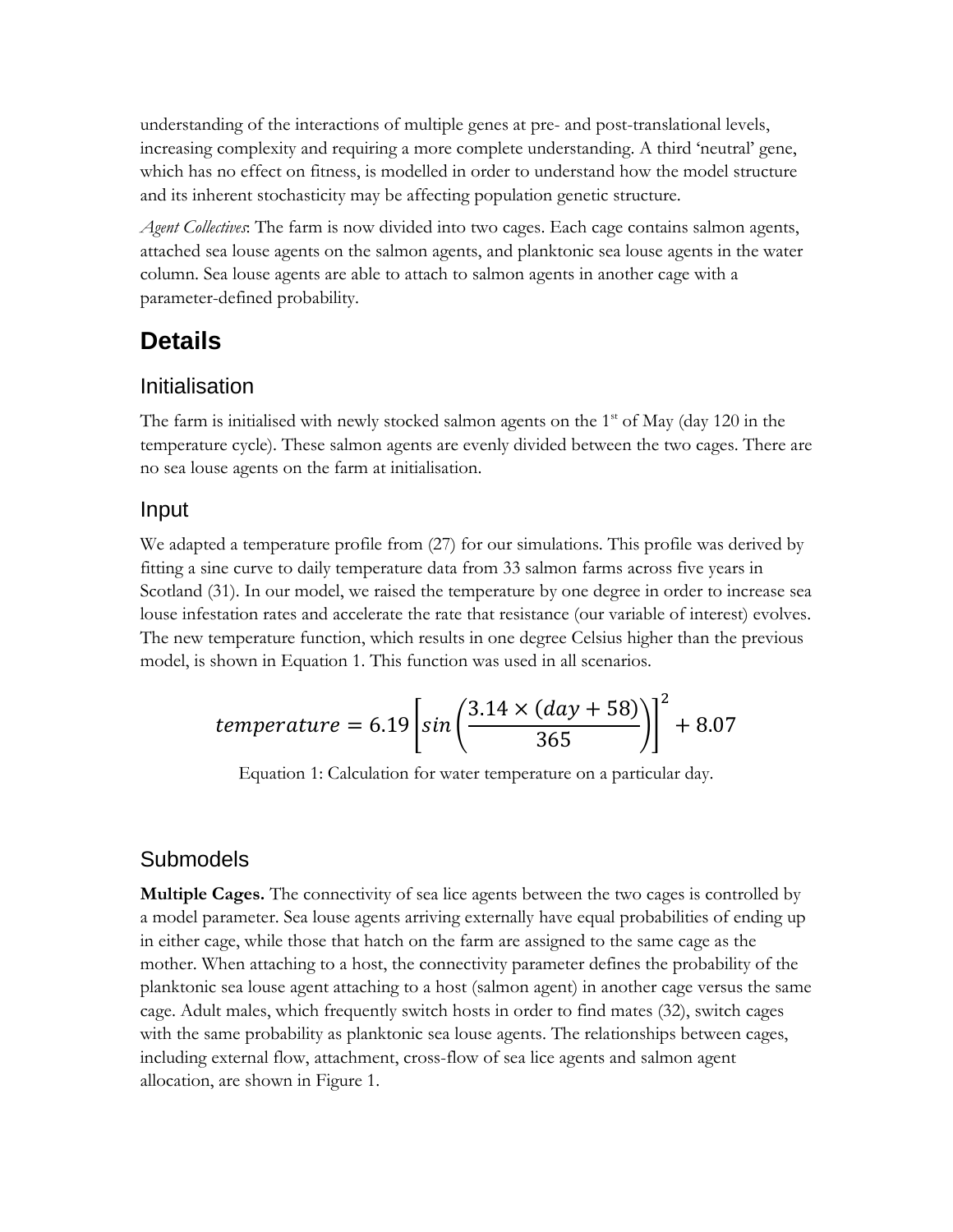understanding of the interactions of multiple genes at pre- and post-translational levels, increasing complexity and requiring a more complete understanding. A third 'neutral' gene, which has no effect on fitness, is modelled in order to understand how the model structure and its inherent stochasticity may be affecting population genetic structure.

*Agent Collectives*: The farm is now divided into two cages. Each cage contains salmon agents, attached sea louse agents on the salmon agents, and planktonic sea louse agents in the water column. Sea louse agents are able to attach to salmon agents in another cage with a parameter-defined probability.

# Details

## Initialisation

The farm is initialised with newly stocked salmon agents on the 1st of May (day 120 in the temperature cycle). These salmon agents are evenly divided between the two cages. There are no sea louse agents on the farm at initialisation.

## Input

We adapted a temperature profile from (27) for our simulations. This profile was derived by fitting a sine curve to daily temperature data from 33 salmon farms across five years in Scotland (31). In our model, we raised the temperature by one degree in order to increase sea louse infestation rates and accelerate the rate that resistance (our variable of interest) evolves. The new temperature function, which results in one degree Celsius higher than the previous model, is shown in Equation 1. This function was used in all scenarios.

$$temperature = 6.19\left[sin\left(\frac{3.14 \times (day + 58)}{365}\right)\right]^2 + 8.07$$

Equation 1: Calculation for water temperature on a particular day.

## Submodels

**Multiple Cages.** The connectivity of sea lice agents between the two cages is controlled by a model parameter. Sea louse agents arriving externally have equal probabilities of ending up in either cage, while those that hatch on the farm are assigned to the same cage as the mother. When attaching to a host, the connectivity parameter defines the probability of the planktonic sea louse agent attaching to a host (salmon agent) in another cage versus the same cage. Adult males, which frequently switch hosts in order to find mates (32), switch cages with the same probability as planktonic sea louse agents. The relationships between cages, including external flow, attachment, cross-flow of sea lice agents and salmon agent allocation, are shown in Figure 1.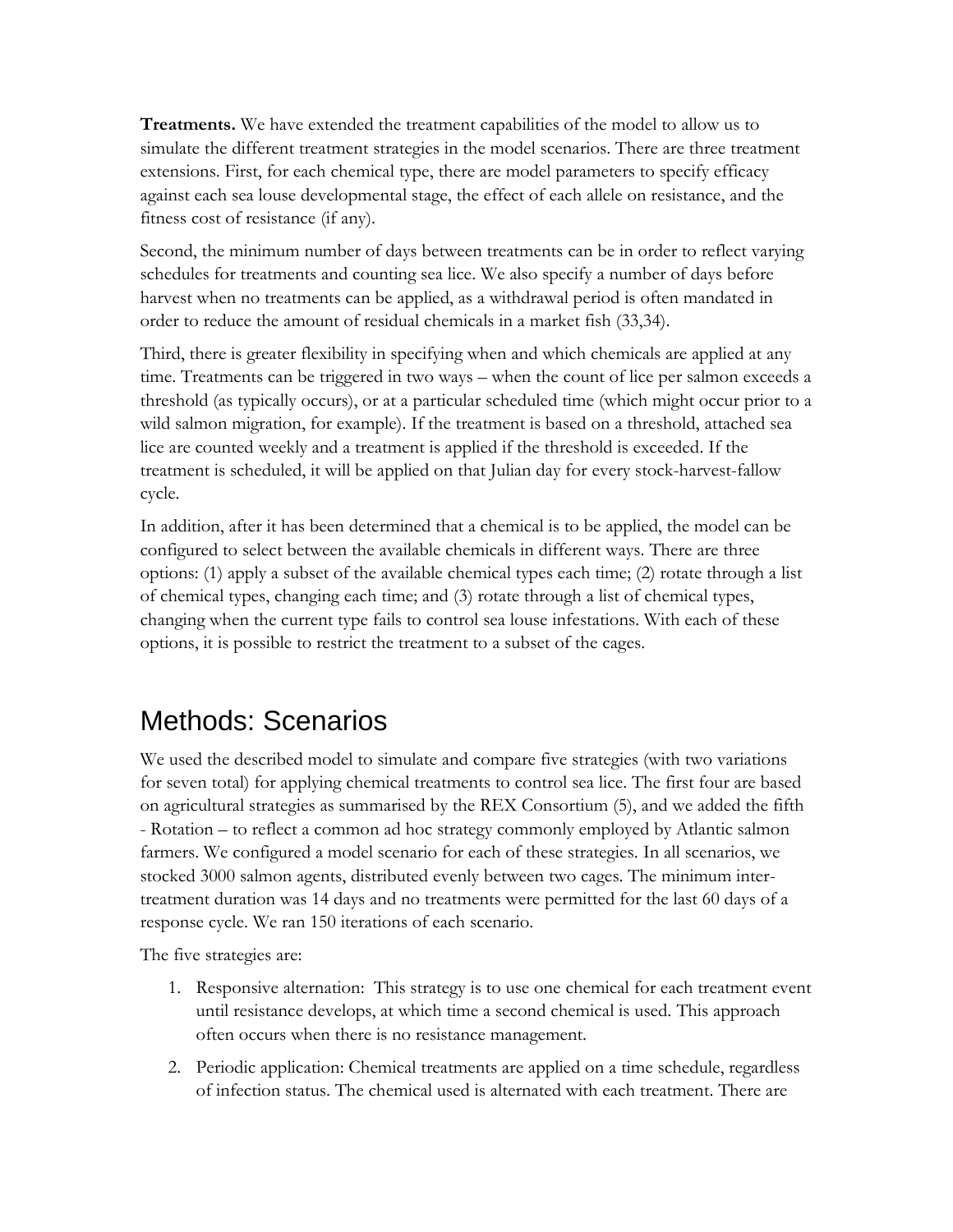**Treatments.** We have extended the treatment capabilities of the model to allow us to simulate the different treatment strategies in the model scenarios. There are three treatment extensions. First, for each chemical type, there are model parameters to specify efficacy against each sea louse developmental stage, the effect of each allele on resistance, and the fitness cost of resistance (if any).

Second, the minimum number of days between treatments can be in order to reflect varying schedules for treatments and counting sea lice. We also specify a number of days before harvest when no treatments can be applied, as a withdrawal period is often mandated in order to reduce the amount of residual chemicals in a market fish (33,34).

Third, there is greater flexibility in specifying when and which chemicals are applied at any time. Treatments can be triggered in two ways – when the count of lice per salmon exceeds a threshold (as typically occurs), or at a particular scheduled time (which might occur prior to a wild salmon migration, for example). If the treatment is based on a threshold, attached sea lice are counted weekly and a treatment is applied if the threshold is exceeded. If the treatment is scheduled, it will be applied on that Julian day for every stock-harvest-fallow cycle.

In addition, after it has been determined that a chemical is to be applied, the model can be configured to select between the available chemicals in different ways. There are three options: (1) apply a subset of the available chemical types each time; (2) rotate through a list of chemical types, changing each time; and (3) rotate through a list of chemical types, changing when the current type fails to control sea louse infestations. With each of these options, it is possible to restrict the treatment to a subset of the cages.

# Methods: Scenarios

We used the described model to simulate and compare five strategies (with two variations for seven total) for applying chemical treatments to control sea lice. The first four are based on agricultural strategies as summarised by the REX Consortium (5), and we added the fifth - Rotation – to reflect a common ad hoc strategy commonly employed by Atlantic salmon farmers. We configured a model scenario for each of these strategies. In all scenarios, we stocked 3000 salmon agents, distributed evenly between two cages. The minimum inter-treatment duration was 14 days and no treatments were permitted for the last 60 days of a response cycle. We ran 150 iterations of each scenario.

The five strategies are:

1. Responsive alternation: This strategy is to use one chemical for each treatment event until resistance develops, at which time a second chemical is used. This approach often occurs when there is no resistance management.
2. Periodic application: Chemical treatments are applied on a time schedule, regardless of infection status. The chemical used is alternated with each treatment. There are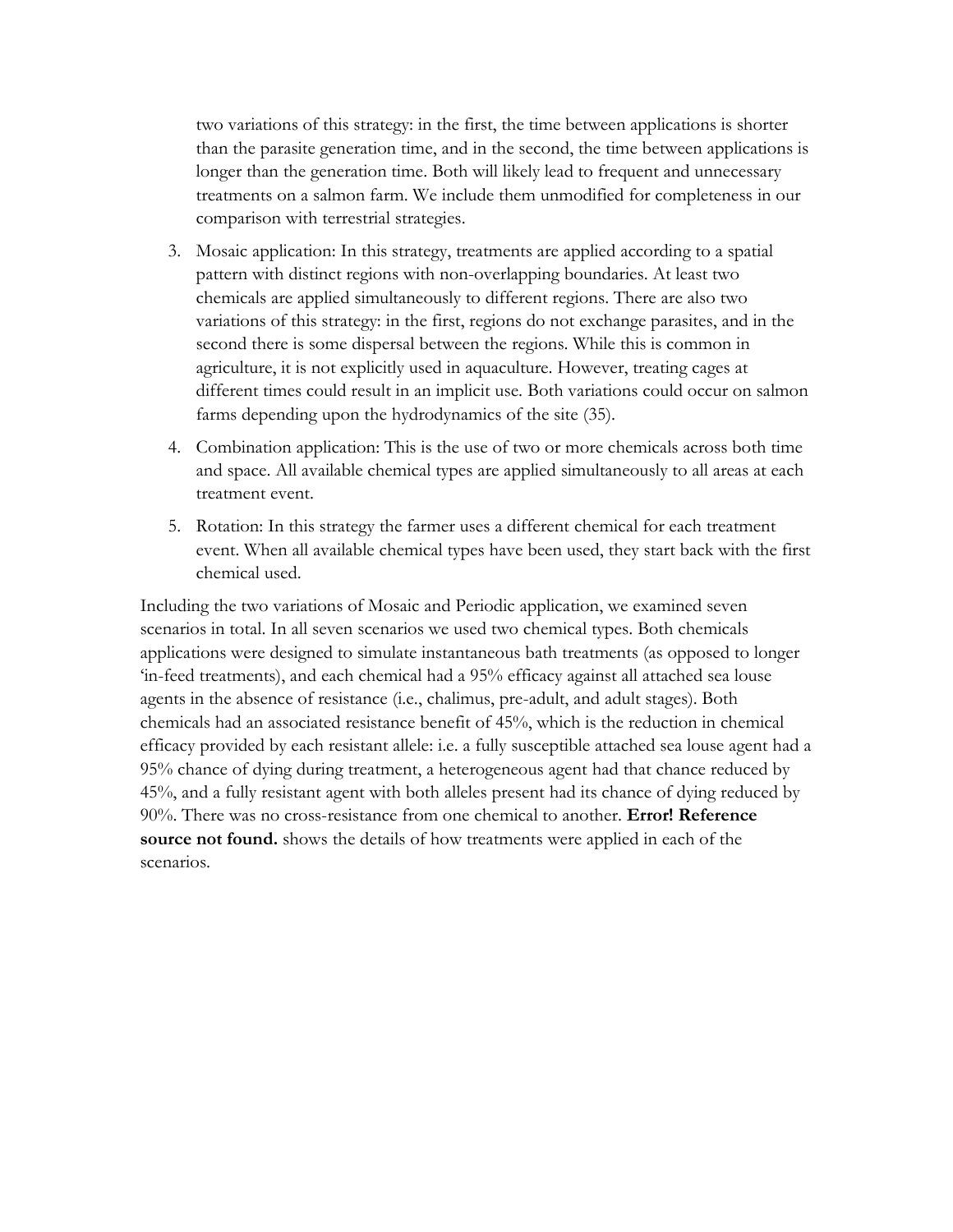two variations of this strategy: in the first, the time between applications is shorter than the parasite generation time, and in the second, the time between applications is longer than the generation time. Both will likely lead to frequent and unnecessary treatments on a salmon farm. We include them unmodified for completeness in our comparison with terrestrial strategies.

3. Mosaic application: In this strategy, treatments are applied according to a spatial pattern with distinct regions with non-overlapping boundaries. At least two chemicals are applied simultaneously to different regions. There are also two variations of this strategy: in the first, regions do not exchange parasites, and in the second there is some dispersal between the regions. While this is common in agriculture, it is not explicitly used in aquaculture. However, treating cages at different times could result in an implicit use. Both variations could occur on salmon farms depending upon the hydrodynamics of the site (35).
4. Combination application: This is the use of two or more chemicals across both time and space. All available chemical types are applied simultaneously to all areas at each treatment event.
5. Rotation: In this strategy the farmer uses a different chemical for each treatment event. When all available chemical types have been used, they start back with the first chemical used.

Including the two variations of Mosaic and Periodic application, we examined seven scenarios in total. In all seven scenarios we used two chemical types. Both chemicals applications were designed to simulate instantaneous bath treatments (as opposed to longer 'in-feed treatments), and each chemical had a 95% efficacy against all attached sea louse agents in the absence of resistance (i.e., chalimus, pre-adult, and adult stages). Both chemicals had an associated resistance benefit of 45%, which is the reduction in chemical efficacy provided by each resistant allele: i.e. a fully susceptible attached sea louse agent had a 95% chance of dying during treatment, a heterogeneous agent had that chance reduced by 45%, and a fully resistant agent with both alleles present had its chance of dying reduced by 90%. There was no cross-resistance from one chemical to another. **Error! Reference source not found.** shows the details of how treatments were applied in each of the scenarios.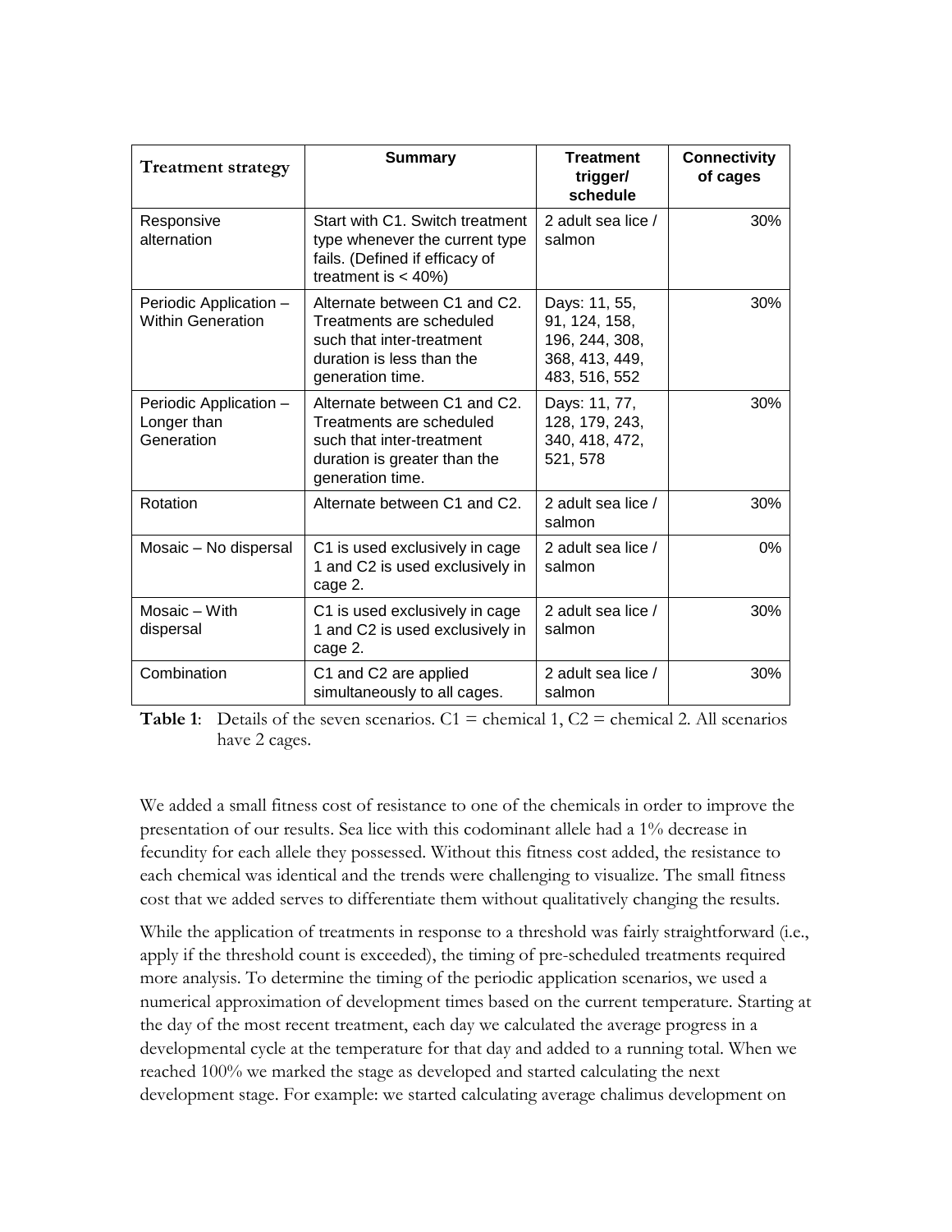| Treatment strategy | Summary | Treatment trigger/ schedule | Connectivity of cages |
|---|---|---|---|
| Responsive alternation | Start with C1. Switch treatment type whenever the current type fails. (Defined if efficacy of treatment is < 40%) | 2 adult sea lice / salmon | 30% |
| Periodic Application – Within Generation | Alternate between C1 and C2. Treatments are scheduled such that inter-treatment duration is less than the generation time. | Days: 11, 55, 91, 124, 158, 196, 244, 308, 368, 413, 449, 483, 516, 552 | 30% |
| Periodic Application – Longer than Generation | Alternate between C1 and C2. Treatments are scheduled such that inter-treatment duration is greater than the generation time. | Days: 11, 77, 128, 179, 243, 340, 418, 472, 521, 578 | 30% |
| Rotation | Alternate between C1 and C2. | 2 adult sea lice / salmon | 30% |
| Mosaic – No dispersal | C1 is used exclusively in cage 1 and C2 is used exclusively in cage 2. | 2 adult sea lice / salmon | 0% |
| Mosaic – With dispersal | C1 is used exclusively in cage 1 and C2 is used exclusively in cage 2. | 2 adult sea lice / salmon | 30% |
| Combination | C1 and C2 are applied simultaneously to all cages. | 2 adult sea lice / salmon | 30% |

**Table 1**: Details of the seven scenarios. C1 = chemical 1, C2 = chemical 2. All scenarios have 2 cages.

We added a small fitness cost of resistance to one of the chemicals in order to improve the presentation of our results. Sea lice with this codominant allele had a 1% decrease in fecundity for each allele they possessed. Without this fitness cost added, the resistance to each chemical was identical and the trends were challenging to visualize. The small fitness cost that we added serves to differentiate them without qualitatively changing the results.

While the application of treatments in response to a threshold was fairly straightforward (i.e., apply if the threshold count is exceeded), the timing of pre-scheduled treatments required more analysis. To determine the timing of the periodic application scenarios, we used a numerical approximation of development times based on the current temperature. Starting at the day of the most recent treatment, each day we calculated the average progress in a developmental cycle at the temperature for that day and added to a running total. When we reached 100% we marked the stage as developed and started calculating the next development stage. For example: we started calculating average chalimus development on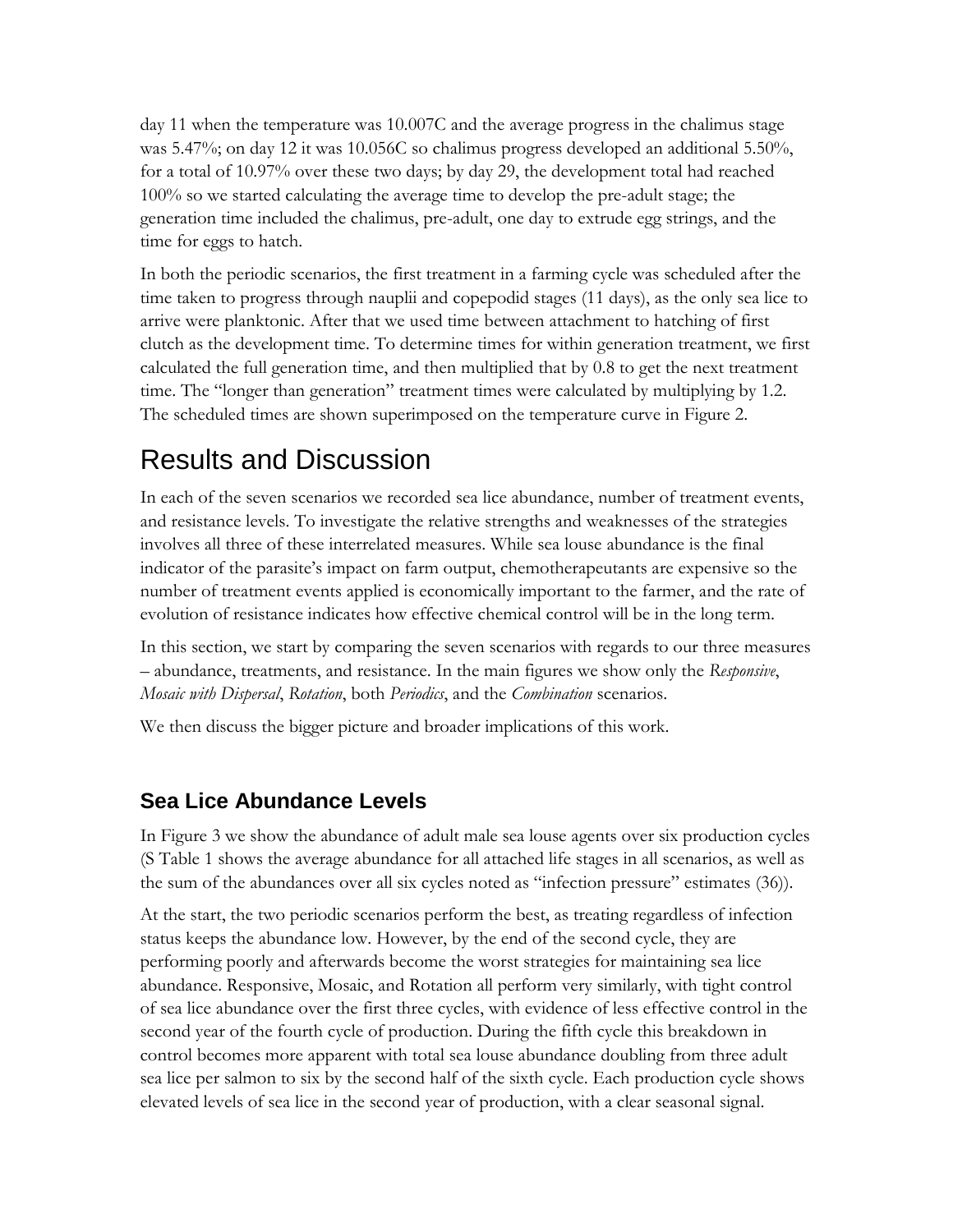day 11 when the temperature was 10.007C and the average progress in the chalimus stage was 5.47%; on day 12 it was 10.056C so chalimus progress developed an additional 5.50%, for a total of 10.97% over these two days; by day 29, the development total had reached 100% so we started calculating the average time to develop the pre-adult stage; the generation time included the chalimus, pre-adult, one day to extrude egg strings, and the time for eggs to hatch.

In both the periodic scenarios, the first treatment in a farming cycle was scheduled after the time taken to progress through nauplii and copepodid stages (11 days), as the only sea lice to arrive were planktonic. After that we used time between attachment to hatching of first clutch as the development time. To determine times for within generation treatment, we first calculated the full generation time, and then multiplied that by 0.8 to get the next treatment time. The "longer than generation" treatment times were calculated by multiplying by 1.2. The scheduled times are shown superimposed on the temperature curve in Figure 2.

# Results and Discussion

In each of the seven scenarios we recorded sea lice abundance, number of treatment events, and resistance levels. To investigate the relative strengths and weaknesses of the strategies involves all three of these interrelated measures. While sea louse abundance is the final indicator of the parasite's impact on farm output, chemotherapeutants are expensive so the number of treatment events applied is economically important to the farmer, and the rate of evolution of resistance indicates how effective chemical control will be in the long term.

In this section, we start by comparing the seven scenarios with regards to our three measures – abundance, treatments, and resistance. In the main figures we show only the *Responsive*, *Mosaic with Dispersal*, *Rotation*, both *Periodics*, and the *Combination* scenarios.

We then discuss the bigger picture and broader implications of this work.

## Sea Lice Abundance Levels

In Figure 3 we show the abundance of adult male sea louse agents over six production cycles (S Table 1 shows the average abundance for all attached life stages in all scenarios, as well as the sum of the abundances over all six cycles noted as "infection pressure" estimates (36)).

At the start, the two periodic scenarios perform the best, as treating regardless of infection status keeps the abundance low. However, by the end of the second cycle, they are performing poorly and afterwards become the worst strategies for maintaining sea lice abundance. Responsive, Mosaic, and Rotation all perform very similarly, with tight control of sea lice abundance over the first three cycles, with evidence of less effective control in the second year of the fourth cycle of production. During the fifth cycle this breakdown in control becomes more apparent with total sea louse abundance doubling from three adult sea lice per salmon to six by the second half of the sixth cycle. Each production cycle shows elevated levels of sea lice in the second year of production, with a clear seasonal signal.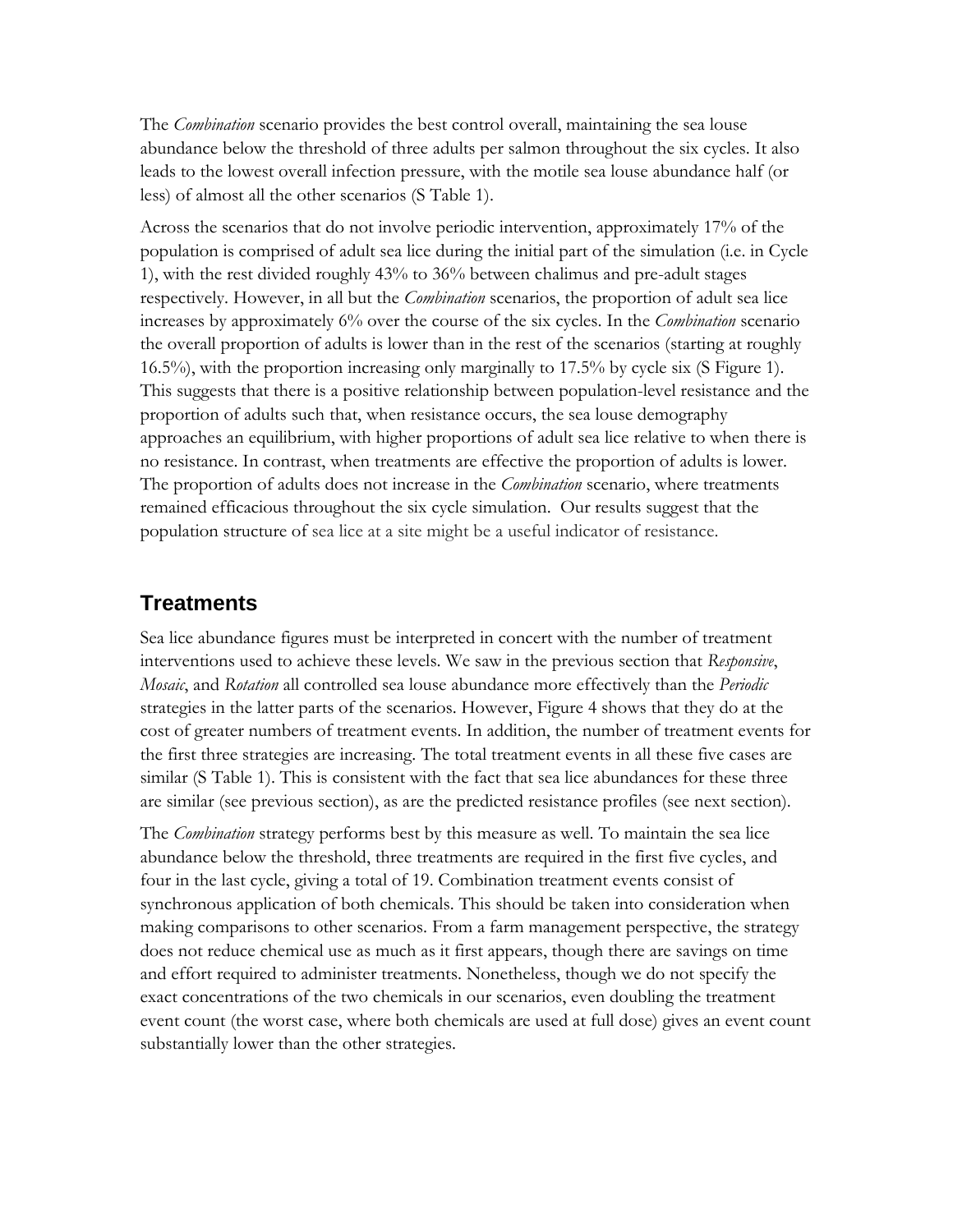The *Combination* scenario provides the best control overall, maintaining the sea louse abundance below the threshold of three adults per salmon throughout the six cycles. It also leads to the lowest overall infection pressure, with the motile sea louse abundance half (or less) of almost all the other scenarios (S Table 1).

Across the scenarios that do not involve periodic intervention, approximately 17% of the population is comprised of adult sea lice during the initial part of the simulation (i.e. in Cycle 1), with the rest divided roughly 43% to 36% between chalimus and pre-adult stages respectively. However, in all but the *Combination* scenarios, the proportion of adult sea lice increases by approximately 6% over the course of the six cycles. In the *Combination* scenario the overall proportion of adults is lower than in the rest of the scenarios (starting at roughly 16.5%), with the proportion increasing only marginally to 17.5% by cycle six (S Figure 1). This suggests that there is a positive relationship between population-level resistance and the proportion of adults such that, when resistance occurs, the sea louse demography approaches an equilibrium, with higher proportions of adult sea lice relative to when there is no resistance. In contrast, when treatments are effective the proportion of adults is lower. The proportion of adults does not increase in the *Combination* scenario, where treatments remained efficacious throughout the six cycle simulation. Our results suggest that the population structure of sea lice at a site might be a useful indicator of resistance.

## Treatments

Sea lice abundance figures must be interpreted in concert with the number of treatment interventions used to achieve these levels. We saw in the previous section that *Responsive*, *Mosaic*, and *Rotation* all controlled sea louse abundance more effectively than the *Periodic* strategies in the latter parts of the scenarios. However, Figure 4 shows that they do at the cost of greater numbers of treatment events. In addition, the number of treatment events for the first three strategies are increasing. The total treatment events in all these five cases are similar (S Table 1). This is consistent with the fact that sea lice abundances for these three are similar (see previous section), as are the predicted resistance profiles (see next section).

The *Combination* strategy performs best by this measure as well. To maintain the sea lice abundance below the threshold, three treatments are required in the first five cycles, and four in the last cycle, giving a total of 19. Combination treatment events consist of synchronous application of both chemicals. This should be taken into consideration when making comparisons to other scenarios. From a farm management perspective, the strategy does not reduce chemical use as much as it first appears, though there are savings on time and effort required to administer treatments. Nonetheless, though we do not specify the exact concentrations of the two chemicals in our scenarios, even doubling the treatment event count (the worst case, where both chemicals are used at full dose) gives an event count substantially lower than the other strategies.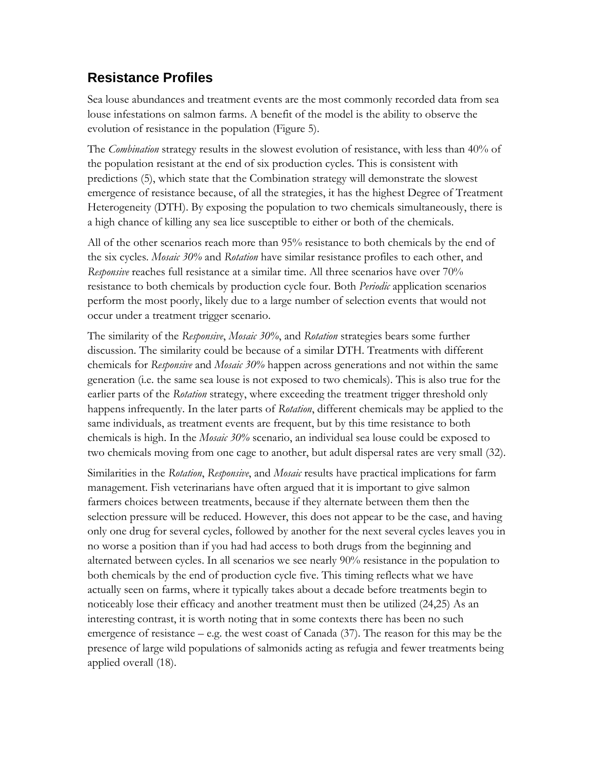## Resistance Profiles

Sea louse abundances and treatment events are the most commonly recorded data from sea louse infestations on salmon farms. A benefit of the model is the ability to observe the evolution of resistance in the population (Figure 5).

The *Combination* strategy results in the slowest evolution of resistance, with less than 40% of the population resistant at the end of six production cycles. This is consistent with predictions (5), which state that the Combination strategy will demonstrate the slowest emergence of resistance because, of all the strategies, it has the highest Degree of Treatment Heterogeneity (DTH). By exposing the population to two chemicals simultaneously, there is a high chance of killing any sea lice susceptible to either or both of the chemicals.

All of the other scenarios reach more than 95% resistance to both chemicals by the end of the six cycles. *Mosaic 30%* and *Rotation* have similar resistance profiles to each other, and *Responsive* reaches full resistance at a similar time. All three scenarios have over 70% resistance to both chemicals by production cycle four. Both *Periodic* application scenarios perform the most poorly, likely due to a large number of selection events that would not occur under a treatment trigger scenario.

The similarity of the *Responsive*, *Mosaic 30%*, and *Rotation* strategies bears some further discussion. The similarity could be because of a similar DTH. Treatments with different chemicals for *Responsive* and *Mosaic 30%* happen across generations and not within the same generation (i.e. the same sea louse is not exposed to two chemicals). This is also true for the earlier parts of the *Rotation* strategy, where exceeding the treatment trigger threshold only happens infrequently. In the later parts of *Rotation*, different chemicals may be applied to the same individuals, as treatment events are frequent, but by this time resistance to both chemicals is high. In the *Mosaic 30%* scenario, an individual sea louse could be exposed to two chemicals moving from one cage to another, but adult dispersal rates are very small (32).

Similarities in the *Rotation*, *Responsive*, and *Mosaic* results have practical implications for farm management. Fish veterinarians have often argued that it is important to give salmon farmers choices between treatments, because if they alternate between them then the selection pressure will be reduced. However, this does not appear to be the case, and having only one drug for several cycles, followed by another for the next several cycles leaves you in no worse a position than if you had had access to both drugs from the beginning and alternated between cycles. In all scenarios we see nearly 90% resistance in the population to both chemicals by the end of production cycle five. This timing reflects what we have actually seen on farms, where it typically takes about a decade before treatments begin to noticeably lose their efficacy and another treatment must then be utilized (24,25) As an interesting contrast, it is worth noting that in some contexts there has been no such emergence of resistance – e.g. the west coast of Canada (37). The reason for this may be the presence of large wild populations of salmonids acting as refugia and fewer treatments being applied overall (18).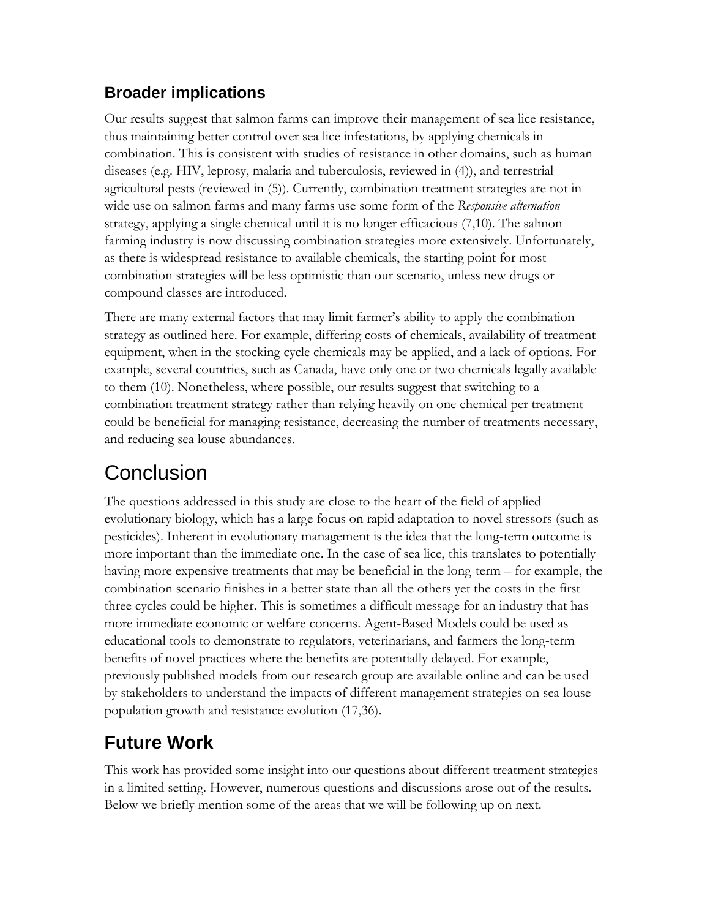### Broader implications

Our results suggest that salmon farms can improve their management of sea lice resistance, thus maintaining better control over sea lice infestations, by applying chemicals in combination. This is consistent with studies of resistance in other domains, such as human diseases (e.g. HIV, leprosy, malaria and tuberculosis, reviewed in (4)), and terrestrial agricultural pests (reviewed in (5)). Currently, combination treatment strategies are not in wide use on salmon farms and many farms use some form of the *Responsive alternation* strategy, applying a single chemical until it is no longer efficacious (7,10). The salmon farming industry is now discussing combination strategies more extensively. Unfortunately, as there is widespread resistance to available chemicals, the starting point for most combination strategies will be less optimistic than our scenario, unless new drugs or compound classes are introduced.

There are many external factors that may limit farmer's ability to apply the combination strategy as outlined here. For example, differing costs of chemicals, availability of treatment equipment, when in the stocking cycle chemicals may be applied, and a lack of options. For example, several countries, such as Canada, have only one or two chemicals legally available to them (10). Nonetheless, where possible, our results suggest that switching to a combination treatment strategy rather than relying heavily on one chemical per treatment could be beneficial for managing resistance, decreasing the number of treatments necessary, and reducing sea louse abundances.

## Conclusion

The questions addressed in this study are close to the heart of the field of applied evolutionary biology, which has a large focus on rapid adaptation to novel stressors (such as pesticides). Inherent in evolutionary management is the idea that the long-term outcome is more important than the immediate one. In the case of sea lice, this translates to potentially having more expensive treatments that may be beneficial in the long-term – for example, the combination scenario finishes in a better state than all the others yet the costs in the first three cycles could be higher. This is sometimes a difficult message for an industry that has more immediate economic or welfare concerns. Agent-Based Models could be used as educational tools to demonstrate to regulators, veterinarians, and farmers the long-term benefits of novel practices where the benefits are potentially delayed. For example, previously published models from our research group are available online and can be used by stakeholders to understand the impacts of different management strategies on sea louse population growth and resistance evolution (17,36).

### Future Work

This work has provided some insight into our questions about different treatment strategies in a limited setting. However, numerous questions and discussions arose out of the results. Below we briefly mention some of the areas that we will be following up on next.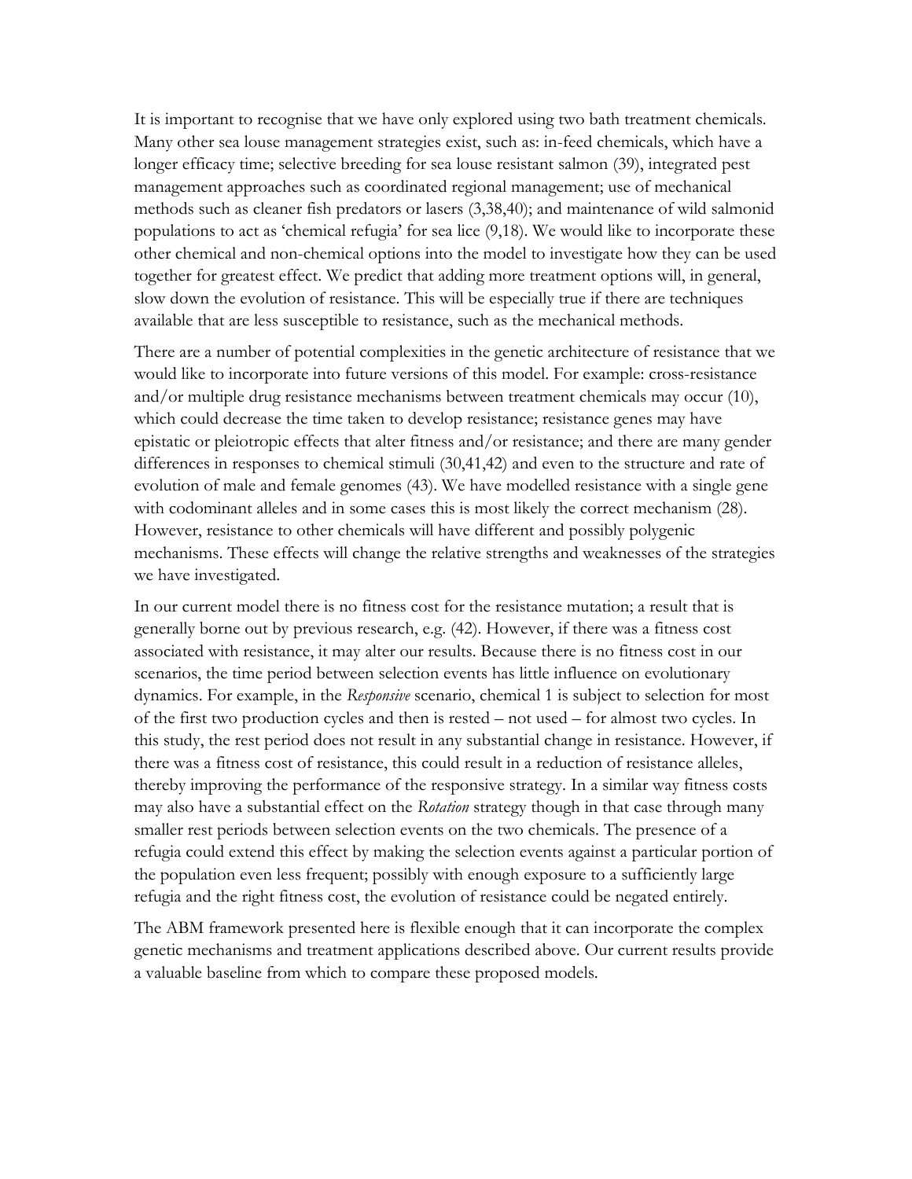It is important to recognise that we have only explored using two bath treatment chemicals. Many other sea louse management strategies exist, such as: in-feed chemicals, which have a longer efficacy time; selective breeding for sea louse resistant salmon (39), integrated pest management approaches such as coordinated regional management; use of mechanical methods such as cleaner fish predators or lasers (3,38,40); and maintenance of wild salmonid populations to act as 'chemical refugia' for sea lice (9,18). We would like to incorporate these other chemical and non-chemical options into the model to investigate how they can be used together for greatest effect. We predict that adding more treatment options will, in general, slow down the evolution of resistance. This will be especially true if there are techniques available that are less susceptible to resistance, such as the mechanical methods.

There are a number of potential complexities in the genetic architecture of resistance that we would like to incorporate into future versions of this model. For example: cross-resistance and/or multiple drug resistance mechanisms between treatment chemicals may occur (10), which could decrease the time taken to develop resistance; resistance genes may have epistatic or pleiotropic effects that alter fitness and/or resistance; and there are many gender differences in responses to chemical stimuli (30,41,42) and even to the structure and rate of evolution of male and female genomes (43). We have modelled resistance with a single gene with codominant alleles and in some cases this is most likely the correct mechanism (28). However, resistance to other chemicals will have different and possibly polygenic mechanisms. These effects will change the relative strengths and weaknesses of the strategies we have investigated.

In our current model there is no fitness cost for the resistance mutation; a result that is generally borne out by previous research, e.g. (42). However, if there was a fitness cost associated with resistance, it may alter our results. Because there is no fitness cost in our scenarios, the time period between selection events has little influence on evolutionary dynamics. For example, in the *Responsive* scenario, chemical 1 is subject to selection for most of the first two production cycles and then is rested – not used – for almost two cycles. In this study, the rest period does not result in any substantial change in resistance. However, if there was a fitness cost of resistance, this could result in a reduction of resistance alleles, thereby improving the performance of the responsive strategy. In a similar way fitness costs may also have a substantial effect on the *Rotation* strategy though in that case through many smaller rest periods between selection events on the two chemicals. The presence of a refugia could extend this effect by making the selection events against a particular portion of the population even less frequent; possibly with enough exposure to a sufficiently large refugia and the right fitness cost, the evolution of resistance could be negated entirely.

The ABM framework presented here is flexible enough that it can incorporate the complex genetic mechanisms and treatment applications described above. Our current results provide a valuable baseline from which to compare these proposed models.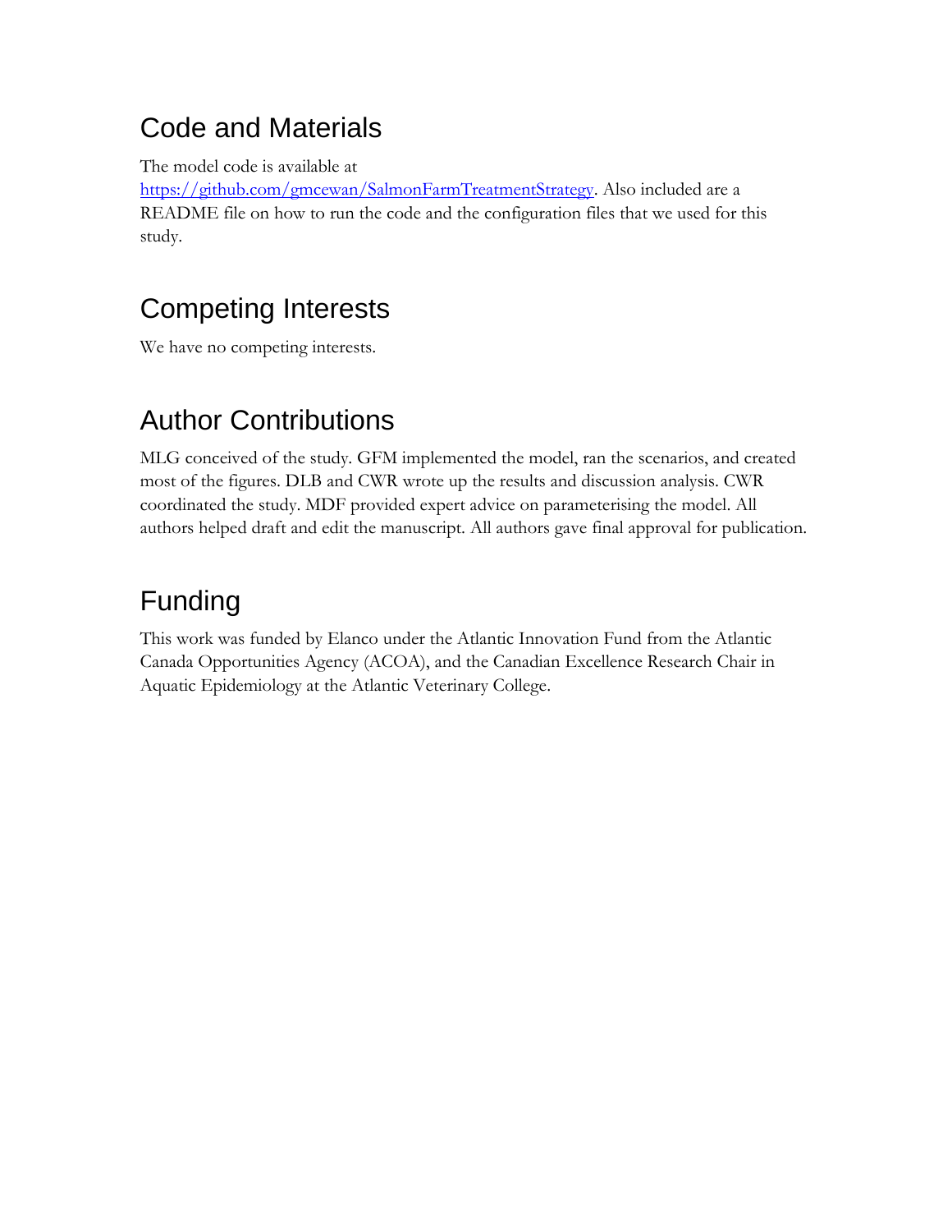## Code and Materials

The model code is available at [https://github.com/gmcewan/SalmonFarmTreatmentStrategy](https://github.com/gmcewan/SalmonFarmTreatmentStrategy). Also included are a README file on how to run the code and the configuration files that we used for this study.

## Competing Interests

We have no competing interests.

## Author Contributions

MLG conceived of the study. GFM implemented the model, ran the scenarios, and created most of the figures. DLB and CWR wrote up the results and discussion analysis. CWR coordinated the study. MDF provided expert advice on parameterising the model. All authors helped draft and edit the manuscript. All authors gave final approval for publication.

## Funding

This work was funded by Elanco under the Atlantic Innovation Fund from the Atlantic Canada Opportunities Agency (ACOA), and the Canadian Excellence Research Chair in Aquatic Epidemiology at the Atlantic Veterinary College.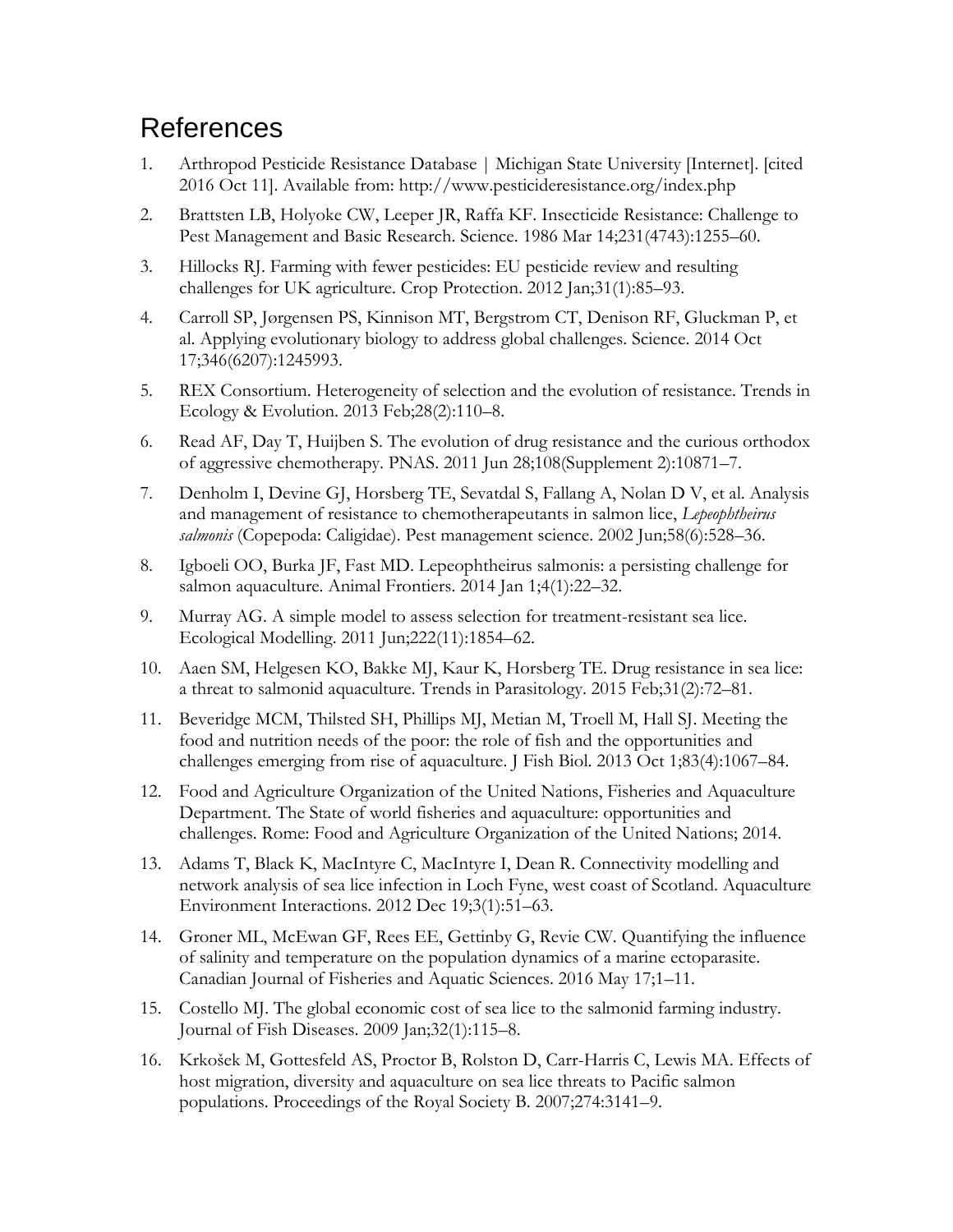# References

1. Arthropod Pesticide Resistance Database | Michigan State University [Internet]. [cited 2016 Oct 11]. Available from: http://www.pesticideresistance.org/index.php
2. Brattsten LB, Holyoke CW, Leeper JR, Raffa KF. Insecticide Resistance: Challenge to Pest Management and Basic Research. Science. 1986 Mar 14;231(4743):1255–60.
3. Hillocks RJ. Farming with fewer pesticides: EU pesticide review and resulting challenges for UK agriculture. Crop Protection. 2012 Jan;31(1):85–93.
4. Carroll SP, Jørgensen PS, Kinnison MT, Bergstrom CT, Denison RF, Gluckman P, et al. Applying evolutionary biology to address global challenges. Science. 2014 Oct 17;346(6207):1245993.
5. REX Consortium. Heterogeneity of selection and the evolution of resistance. Trends in Ecology & Evolution. 2013 Feb;28(2):110–8.
6. Read AF, Day T, Huijben S. The evolution of drug resistance and the curious orthodox of aggressive chemotherapy. PNAS. 2011 Jun 28;108(Supplement 2):10871–7.
7. Denholm I, Devine GJ, Horsberg TE, Sevatdal S, Fallang A, Nolan D V, et al. Analysis and management of resistance to chemotherapeutants in salmon lice, *Lepeophtheirus salmonis* (Copepoda: Caligidae). Pest management science. 2002 Jun;58(6):528–36.
8. Igboeli OO, Burka JF, Fast MD. Lepeophtheirus salmonis: a persisting challenge for salmon aquaculture. Animal Frontiers. 2014 Jan 1;4(1):22–32.
9. Murray AG. A simple model to assess selection for treatment-resistant sea lice. Ecological Modelling. 2011 Jun;222(11):1854–62.
10. Aaen SM, Helgesen KO, Bakke MJ, Kaur K, Horsberg TE. Drug resistance in sea lice: a threat to salmonid aquaculture. Trends in Parasitology. 2015 Feb;31(2):72–81.
11. Beveridge MCM, Thilsted SH, Phillips MJ, Metian M, Troell M, Hall SJ. Meeting the food and nutrition needs of the poor: the role of fish and the opportunities and challenges emerging from rise of aquaculture. J Fish Biol. 2013 Oct 1;83(4):1067–84.
12. Food and Agriculture Organization of the United Nations, Fisheries and Aquaculture Department. The State of world fisheries and aquaculture: opportunities and challenges. Rome: Food and Agriculture Organization of the United Nations; 2014.
13. Adams T, Black K, MacIntyre C, MacIntyre I, Dean R. Connectivity modelling and network analysis of sea lice infection in Loch Fyne, west coast of Scotland. Aquaculture Environment Interactions. 2012 Dec 19;3(1):51–63.
14. Groner ML, McEwan GF, Rees EE, Gettinby G, Revie CW. Quantifying the influence of salinity and temperature on the population dynamics of a marine ectoparasite. Canadian Journal of Fisheries and Aquatic Sciences. 2016 May 17;1–11.
15. Costello MJ. The global economic cost of sea lice to the salmonid farming industry. Journal of Fish Diseases. 2009 Jan;32(1):115–8.
16. Krkošek M, Gottesfeld AS, Proctor B, Rolston D, Carr-Harris C, Lewis MA. Effects of host migration, diversity and aquaculture on sea lice threats to Pacific salmon populations. Proceedings of the Royal Society B. 2007;274:3141–9.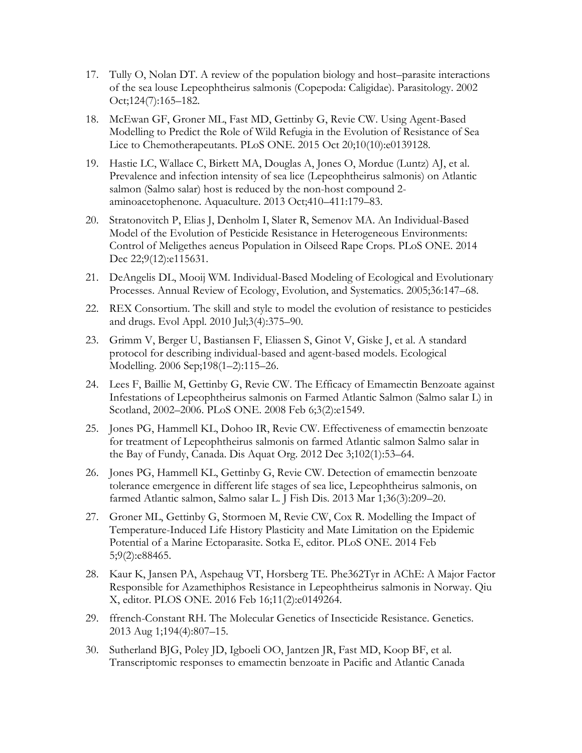17. Tully O, Nolan DT. A review of the population biology and host–parasite interactions of the sea louse Lepeophtheirus salmonis (Copepoda: Caligidae). Parasitology. 2002 Oct;124(7):165–182.

18. McEwan GF, Groner ML, Fast MD, Gettinby G, Revie CW. Using Agent-Based Modelling to Predict the Role of Wild Refugia in the Evolution of Resistance of Sea Lice to Chemotherapeutants. PLoS ONE. 2015 Oct 20;10(10):e0139128.

19. Hastie LC, Wallace C, Birkett MA, Douglas A, Jones O, Mordue (Luntz) AJ, et al. Prevalence and infection intensity of sea lice (Lepeophtheirus salmonis) on Atlantic salmon (Salmo salar) host is reduced by the non-host compound 2-aminoacetophenone. Aquaculture. 2013 Oct;410–411:179–83.

20. Stratonovitch P, Elias J, Denholm I, Slater R, Semenov MA. An Individual-Based Model of the Evolution of Pesticide Resistance in Heterogeneous Environments: Control of Meligethes aeneus Population in Oilseed Rape Crops. PLoS ONE. 2014 Dec 22;9(12):e115631.

21. DeAngelis DL, Mooij WM. Individual-Based Modeling of Ecological and Evolutionary Processes. Annual Review of Ecology, Evolution, and Systematics. 2005;36:147–68.

22. REX Consortium. The skill and style to model the evolution of resistance to pesticides and drugs. Evol Appl. 2010 Jul;3(4):375–90.

23. Grimm V, Berger U, Bastiansen F, Eliassen S, Ginot V, Giske J, et al. A standard protocol for describing individual-based and agent-based models. Ecological Modelling. 2006 Sep;198(1–2):115–26.

24. Lees F, Baillie M, Gettinby G, Revie CW. The Efficacy of Emamectin Benzoate against Infestations of Lepeophtheirus salmonis on Farmed Atlantic Salmon (Salmo salar L) in Scotland, 2002–2006. PLoS ONE. 2008 Feb 6;3(2):e1549.

25. Jones PG, Hammell KL, Dohoo IR, Revie CW. Effectiveness of emamectin benzoate for treatment of Lepeophtheirus salmonis on farmed Atlantic salmon Salmo salar in the Bay of Fundy, Canada. Dis Aquat Org. 2012 Dec 3;102(1):53–64.

26. Jones PG, Hammell KL, Gettinby G, Revie CW. Detection of emamectin benzoate tolerance emergence in different life stages of sea lice, Lepeophtheirus salmonis, on farmed Atlantic salmon, Salmo salar L. J Fish Dis. 2013 Mar 1;36(3):209–20.

27. Groner ML, Gettinby G, Stormoen M, Revie CW, Cox R. Modelling the Impact of Temperature-Induced Life History Plasticity and Mate Limitation on the Epidemic Potential of a Marine Ectoparasite. Sotka E, editor. PLoS ONE. 2014 Feb 5;9(2):e88465.

28. Kaur K, Jansen PA, Aspehaug VT, Horsberg TE. Phe362Tyr in AChE: A Major Factor Responsible for Azamethiphos Resistance in Lepeophtheirus salmonis in Norway. Qiu X, editor. PLOS ONE. 2016 Feb 16;11(2):e0149264.

29. ffrench-Constant RH. The Molecular Genetics of Insecticide Resistance. Genetics. 2013 Aug 1;194(4):807–15.

30. Sutherland BJG, Poley JD, Igboeli OO, Jantzen JR, Fast MD, Koop BF, et al. Transcriptomic responses to emamectin benzoate in Pacific and Atlantic Canada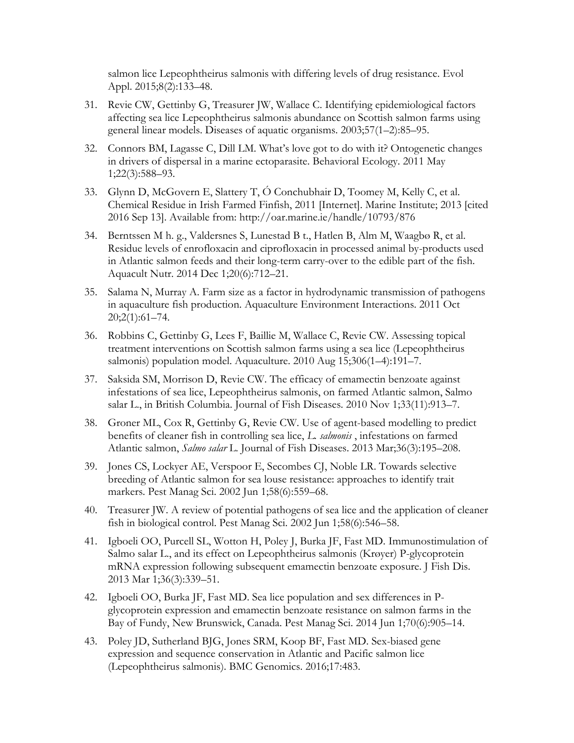salmon lice Lepeophtheirus salmonis with differing levels of drug resistance. Evol Appl. 2015;8(2):133–48.

31. Revie CW, Gettinby G, Treasurer JW, Wallace C. Identifying epidemiological factors affecting sea lice Lepeophtheirus salmonis abundance on Scottish salmon farms using general linear models. Diseases of aquatic organisms. 2003;57(1–2):85–95.
32. Connors BM, Lagasse C, Dill LM. What's love got to do with it? Ontogenetic changes in drivers of dispersal in a marine ectoparasite. Behavioral Ecology. 2011 May 1;22(3):588–93.
33. Glynn D, McGovern E, Slattery T, Ó Conchubhair D, Toomey M, Kelly C, et al. Chemical Residue in Irish Farmed Finfish, 2011 [Internet]. Marine Institute; 2013 [cited 2016 Sep 13]. Available from: http://oar.marine.ie/handle/10793/876
34. Berntssen M h. g., Valdersnes S, Lunestad B t., Hatlen B, Alm M, Waagbø R, et al. Residue levels of enrofloxacin and ciprofloxacin in processed animal by-products used in Atlantic salmon feeds and their long-term carry-over to the edible part of the fish. Aquacult Nutr. 2014 Dec 1;20(6):712–21.
35. Salama N, Murray A. Farm size as a factor in hydrodynamic transmission of pathogens in aquaculture fish production. Aquaculture Environment Interactions. 2011 Oct 20;2(1):61–74.
36. Robbins C, Gettinby G, Lees F, Baillie M, Wallace C, Revie CW. Assessing topical treatment interventions on Scottish salmon farms using a sea lice (Lepeophtheirus salmonis) population model. Aquaculture. 2010 Aug 15;306(1–4):191–7.
37. Saksida SM, Morrison D, Revie CW. The efficacy of emamectin benzoate against infestations of sea lice, Lepeophtheirus salmonis, on farmed Atlantic salmon, Salmo salar L., in British Columbia. Journal of Fish Diseases. 2010 Nov 1;33(11):913–7.
38. Groner ML, Cox R, Gettinby G, Revie CW. Use of agent-based modelling to predict benefits of cleaner fish in controlling sea lice, *L. salmonis* , infestations on farmed Atlantic salmon, *Salmo salar* L. Journal of Fish Diseases. 2013 Mar;36(3):195–208.
39. Jones CS, Lockyer AE, Verspoor E, Secombes CJ, Noble LR. Towards selective breeding of Atlantic salmon for sea louse resistance: approaches to identify trait markers. Pest Manag Sci. 2002 Jun 1;58(6):559–68.
40. Treasurer JW. A review of potential pathogens of sea lice and the application of cleaner fish in biological control. Pest Manag Sci. 2002 Jun 1;58(6):546–58.
41. Igboeli OO, Purcell SL, Wotton H, Poley J, Burka JF, Fast MD. Immunostimulation of Salmo salar L., and its effect on Lepeophtheirus salmonis (Krøyer) P-glycoprotein mRNA expression following subsequent emamectin benzoate exposure. J Fish Dis. 2013 Mar 1;36(3):339–51.
42. Igboeli OO, Burka JF, Fast MD. Sea lice population and sex differences in P-glycoprotein expression and emamectin benzoate resistance on salmon farms in the Bay of Fundy, New Brunswick, Canada. Pest Manag Sci. 2014 Jun 1;70(6):905–14.
43. Poley JD, Sutherland BJG, Jones SRM, Koop BF, Fast MD. Sex-biased gene expression and sequence conservation in Atlantic and Pacific salmon lice (Lepeophtheirus salmonis). BMC Genomics. 2016;17:483.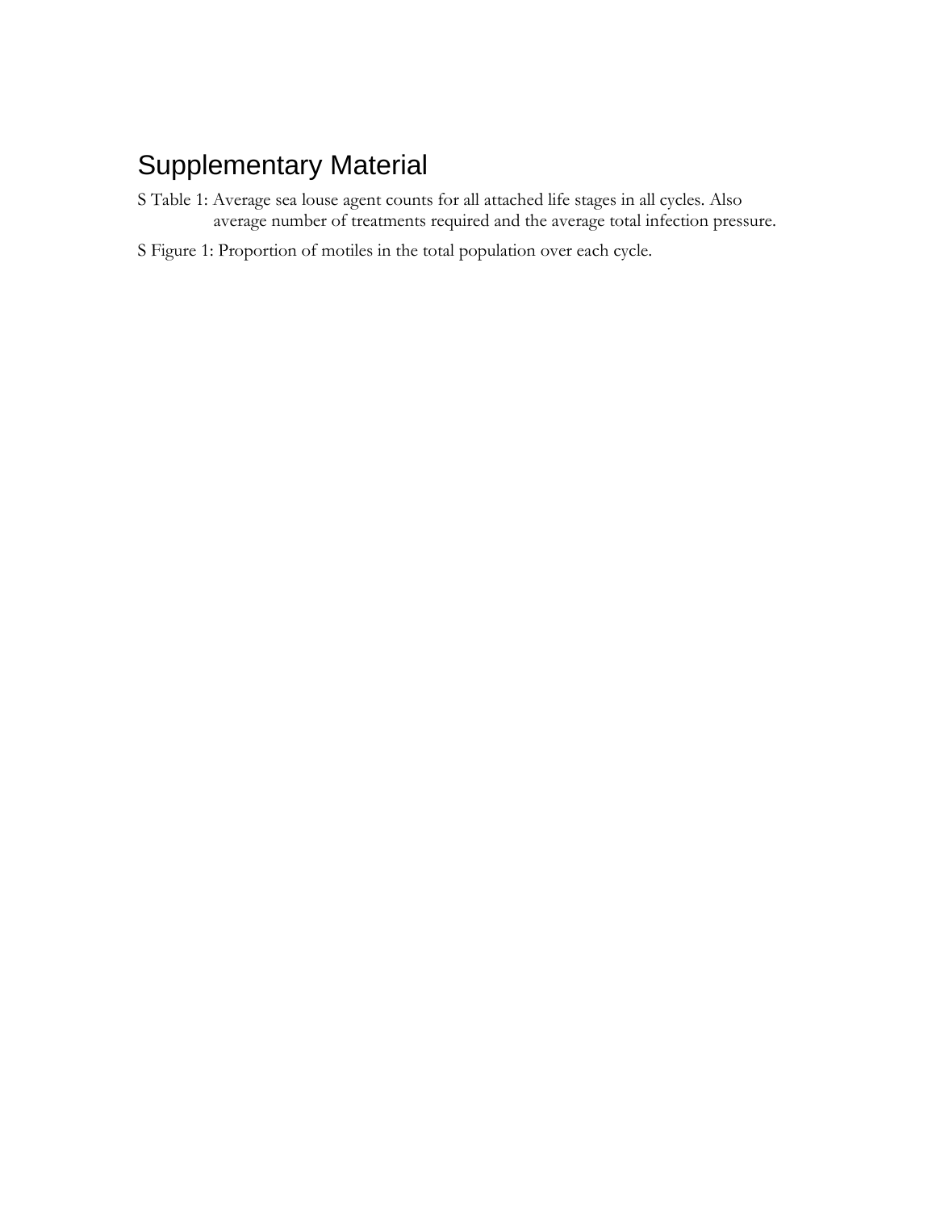# Supplementary Material

S Table 1: Average sea louse agent counts for all attached life stages in all cycles. Also average number of treatments required and the average total infection pressure.

S Figure 1: Proportion of motiles in the total population over each cycle.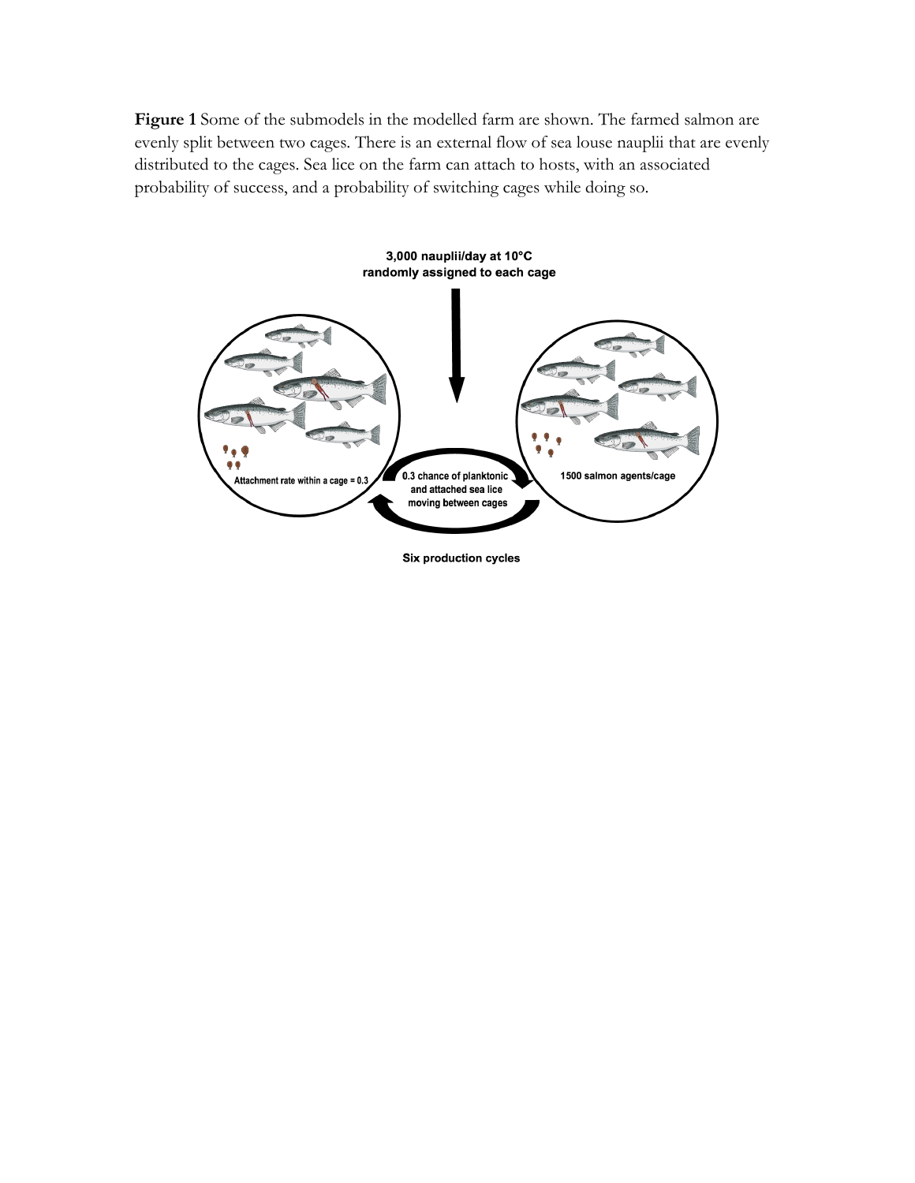**Figure 1** Some of the submodels in the modelled farm are shown. The farmed salmon are evenly split between two cages. There is an external flow of sea louse nauplii that are evenly distributed to the cages. Sea lice on the farm can attach to hosts, with an associated probability of success, and a probability of switching cages while doing so.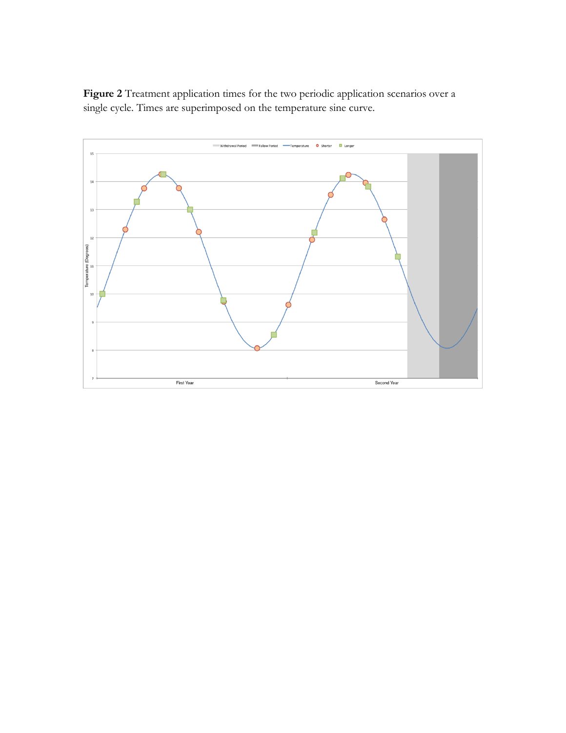**Figure 2** Treatment application times for the two periodic application scenarios over a single cycle. Times are superimposed on the temperature sine curve.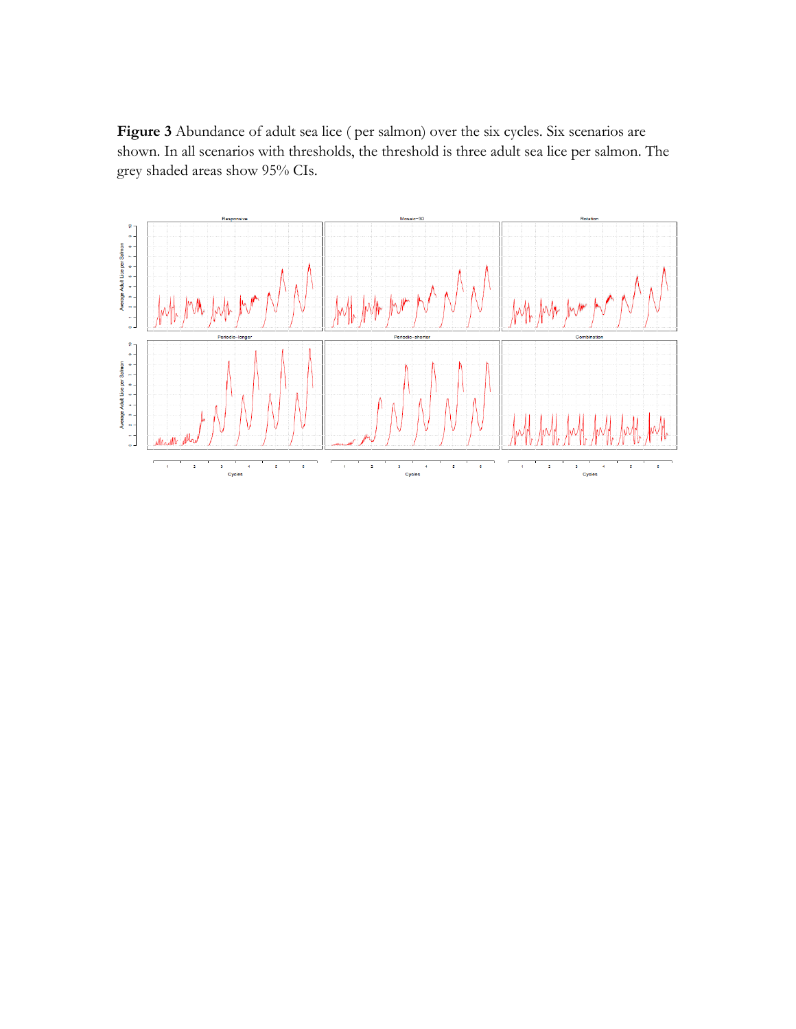**Figure 3** Abundance of adult sea lice ( per salmon) over the six cycles. Six scenarios are shown. In all scenarios with thresholds, the threshold is three adult sea lice per salmon. The grey shaded areas show 95% CIs.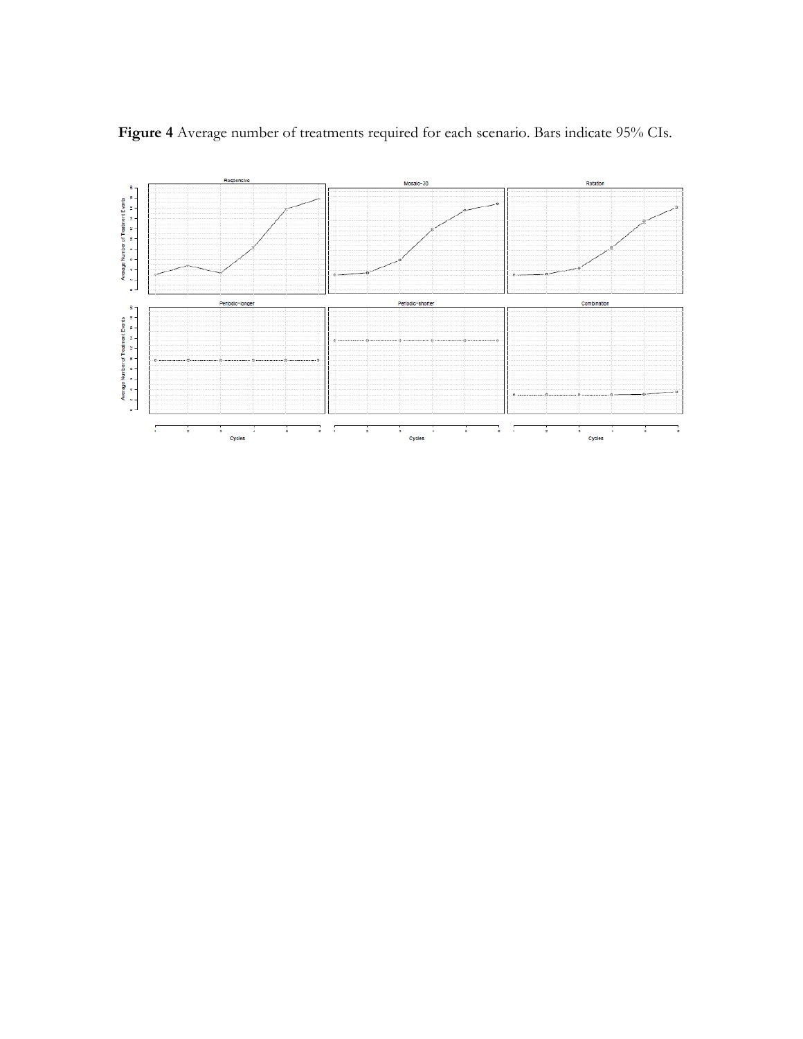**Figure 4** Average number of treatments required for each scenario. Bars indicate 95% CIs.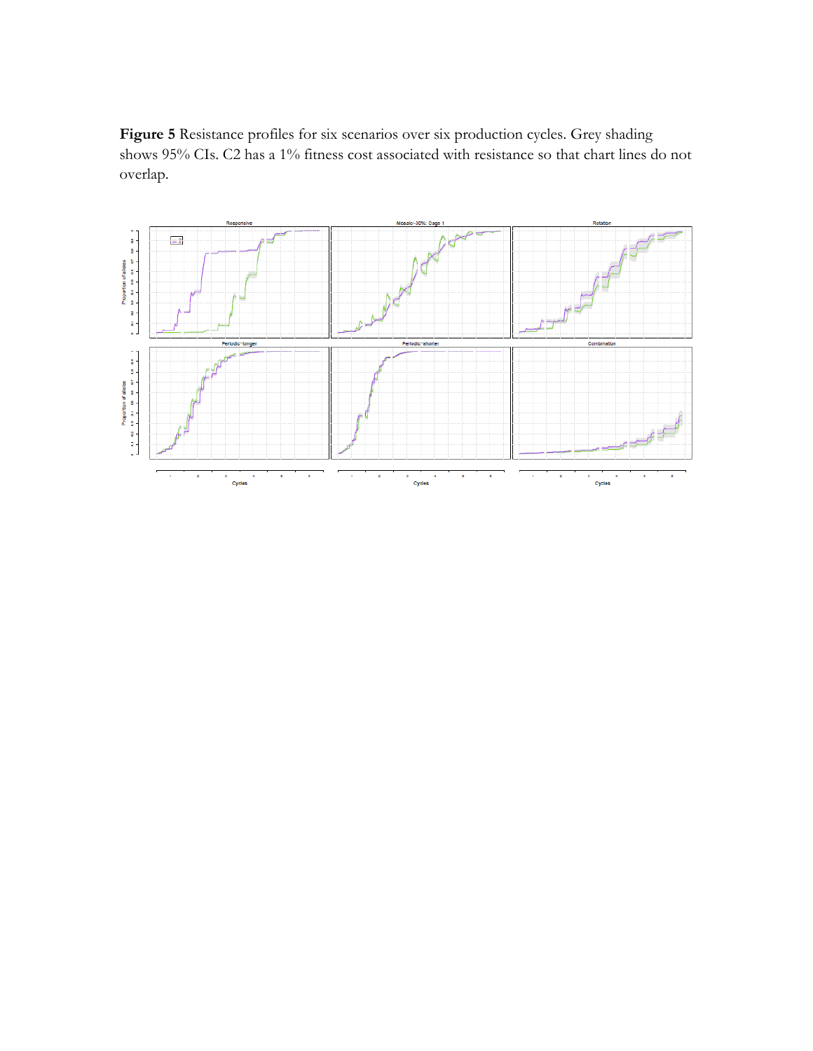**Figure 5** Resistance profiles for six scenarios over six production cycles. Grey shading shows 95% CIs. C2 has a 1% fitness cost associated with resistance so that chart lines do not overlap.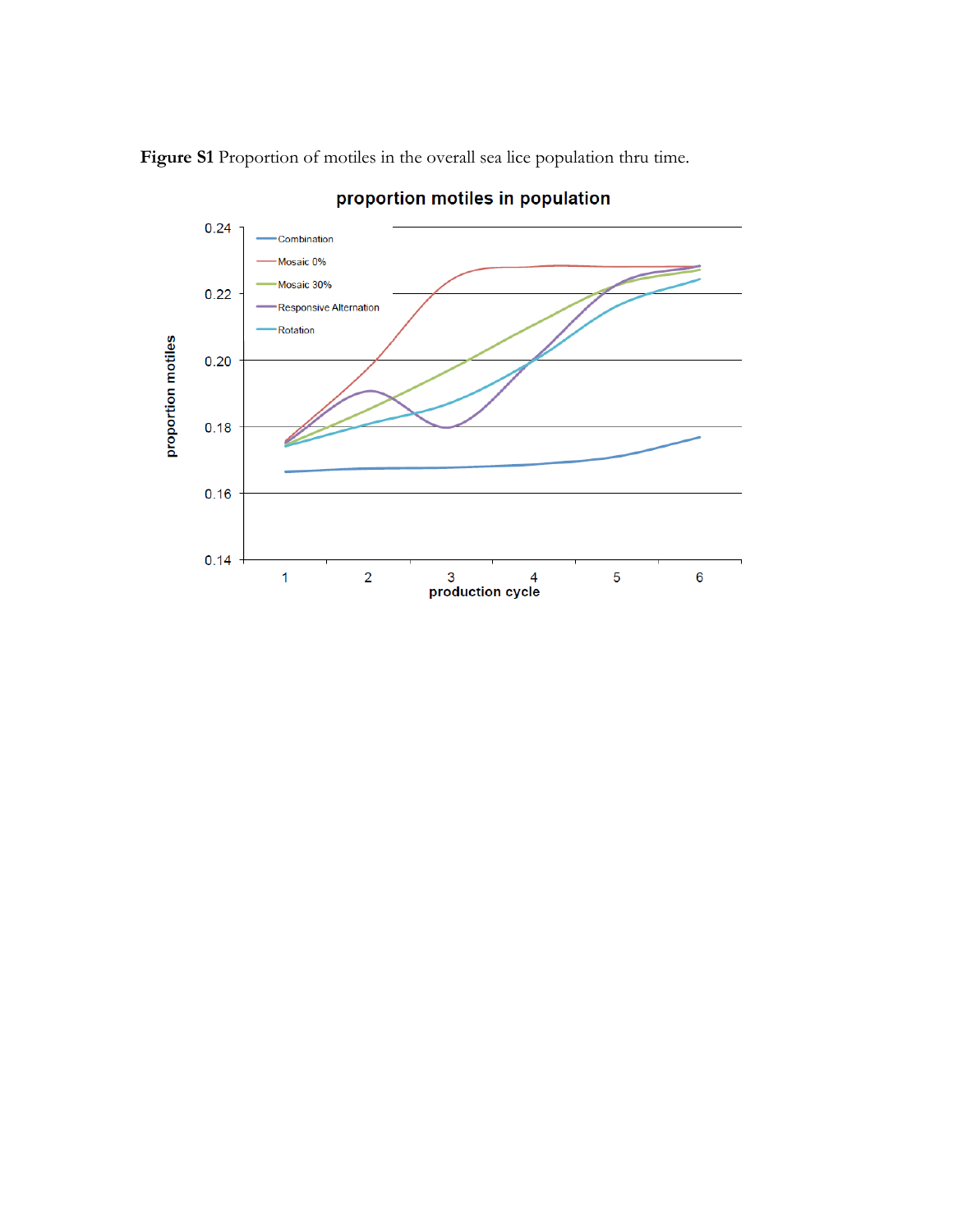**Figure S1** Proportion of motiles in the overall sea lice population thru time.

proportion motiles in population

proportion motiles

0.24
0.22
0.20
0.18
0.16
0.14

1 2 3 4 5 6

production cycle

Combination
Mosaic 0%
Mosaic 30%
Responsive Alternation
Rotation